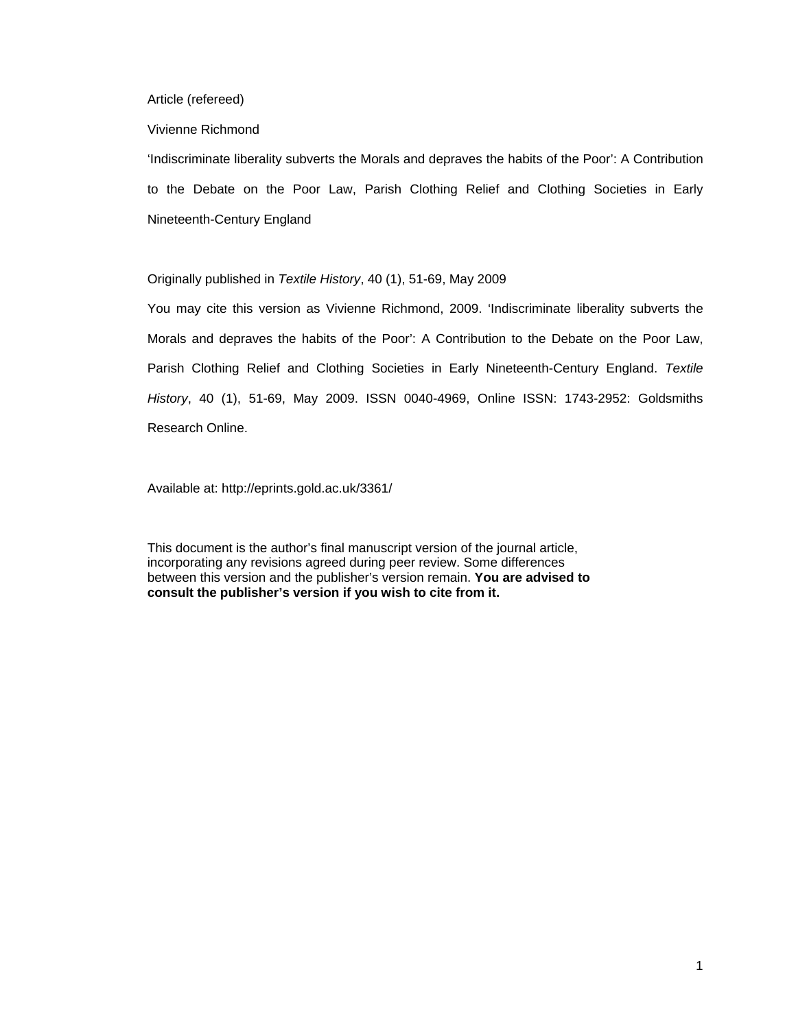Article (refereed)

Vivienne Richmond

'Indiscriminate liberality subverts the Morals and depraves the habits of the Poor': A Contribution to the Debate on the Poor Law, Parish Clothing Relief and Clothing Societies in Early Nineteenth-Century England

Originally published in *Textile History*, 40 (1), 51-69, May 2009

You may cite this version as Vivienne Richmond, 2009. 'Indiscriminate liberality subverts the Morals and depraves the habits of the Poor': A Contribution to the Debate on the Poor Law, Parish Clothing Relief and Clothing Societies in Early Nineteenth-Century England. *Textile History*, 40 (1), 51-69, May 2009. ISSN 0040-4969, Online ISSN: 1743-2952: Goldsmiths Research Online.

Available at: http://eprints.gold.ac.uk/3361/

This document is the author's final manuscript version of the journal article, incorporating any revisions agreed during peer review. Some differences between this version and the publisher's version remain. **You are advised to consult the publisher's version if you wish to cite from it.**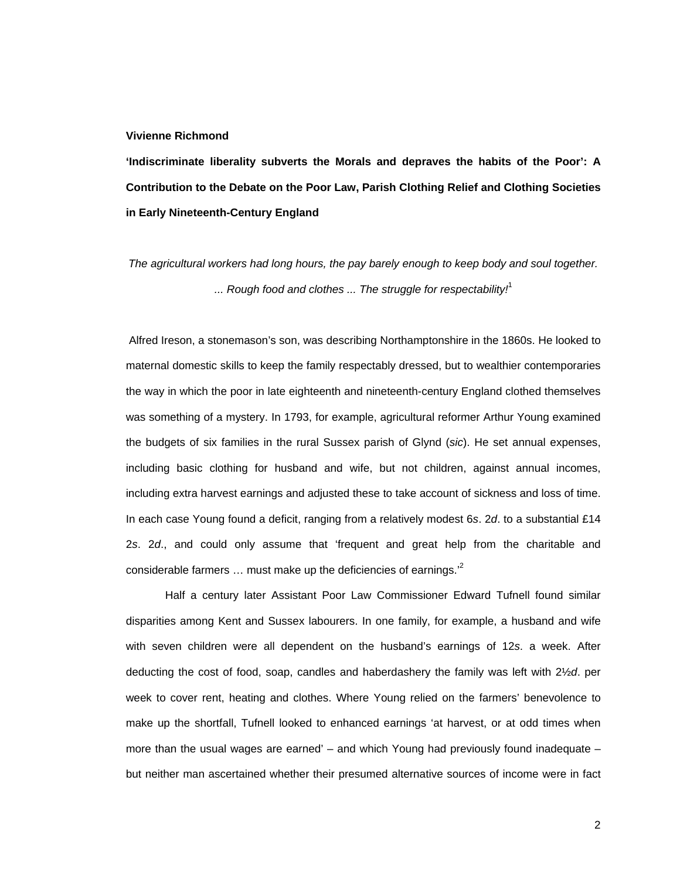**Vivienne Richmond**

**'Indiscriminate liberality subverts the Morals and depraves the habits of the Poor': A Contribution to the Debate on the Poor Law, Parish Clothing Relief and Clothing Societies in Early Nineteenth-Century England**

*The agricultural workers had long hours, the pay barely enough to keep body and soul together. ... Rough food and clothes ... The struggle for respectability!*[1]

Alfred Ireson, a stonemason's son, was describing Northamptonshire in the 1860s. He looked to maternal domestic skills to keep the family respectably dressed, but to wealthier contemporaries the way in which the poor in late eighteenth and nineteenth-century England clothed themselves was something of a mystery. In 1793, for example, agricultural reformer Arthur Young examined the budgets of six families in the rural Sussex parish of Glynd (*sic*). He set annual expenses, including basic clothing for husband and wife, but not children, against annual incomes, including extra harvest earnings and adjusted these to take account of sickness and loss of time. In each case Young found a deficit, ranging from a relatively modest 6*s*. 2*d*. to a substantial £14 2*s*. 2*d*., and could only assume that 'frequent and great help from the charitable and considerable farmers … must make up the deficiencies of earnings.'[2]

Half a century later Assistant Poor Law Commissioner Edward Tufnell found similar disparities among Kent and Sussex labourers. In one family, for example, a husband and wife with seven children were all dependent on the husband's earnings of 12*s*. a week. After deducting the cost of food, soap, candles and haberdashery the family was left with 2½*d*. per week to cover rent, heating and clothes. Where Young relied on the farmers' benevolence to make up the shortfall, Tufnell looked to enhanced earnings 'at harvest, or at odd times when more than the usual wages are earned' – and which Young had previously found inadequate – but neither man ascertained whether their presumed alternative sources of income were in fact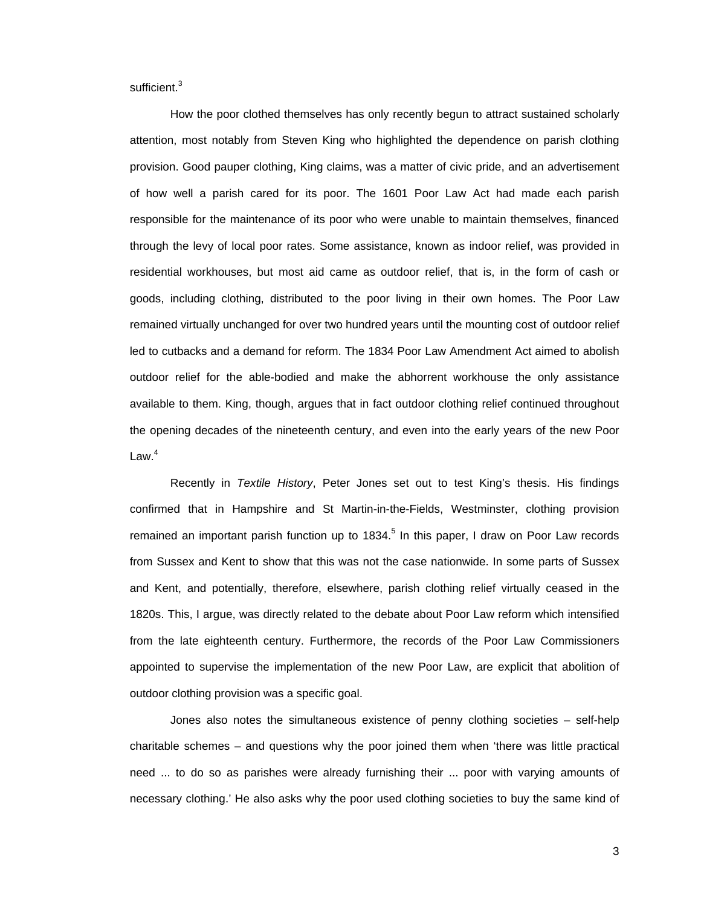sufficient.[3]

How the poor clothed themselves has only recently begun to attract sustained scholarly attention, most notably from Steven King who highlighted the dependence on parish clothing provision. Good pauper clothing, King claims, was a matter of civic pride, and an advertisement of how well a parish cared for its poor. The 1601 Poor Law Act had made each parish responsible for the maintenance of its poor who were unable to maintain themselves, financed through the levy of local poor rates. Some assistance, known as indoor relief, was provided in residential workhouses, but most aid came as outdoor relief, that is, in the form of cash or goods, including clothing, distributed to the poor living in their own homes. The Poor Law remained virtually unchanged for over two hundred years until the mounting cost of outdoor relief led to cutbacks and a demand for reform. The 1834 Poor Law Amendment Act aimed to abolish outdoor relief for the able-bodied and make the abhorrent workhouse the only assistance available to them. King, though, argues that in fact outdoor clothing relief continued throughout the opening decades of the nineteenth century, and even into the early years of the new Poor Law.[4]

Recently in *Textile History*, Peter Jones set out to test King's thesis. His findings confirmed that in Hampshire and St Martin-in-the-Fields, Westminster, clothing provision remained an important parish function up to 1834.[5] In this paper, I draw on Poor Law records from Sussex and Kent to show that this was not the case nationwide. In some parts of Sussex and Kent, and potentially, therefore, elsewhere, parish clothing relief virtually ceased in the 1820s. This, I argue, was directly related to the debate about Poor Law reform which intensified from the late eighteenth century. Furthermore, the records of the Poor Law Commissioners appointed to supervise the implementation of the new Poor Law, are explicit that abolition of outdoor clothing provision was a specific goal.

Jones also notes the simultaneous existence of penny clothing societies – self-help charitable schemes – and questions why the poor joined them when 'there was little practical need ... to do so as parishes were already furnishing their ... poor with varying amounts of necessary clothing.' He also asks why the poor used clothing societies to buy the same kind of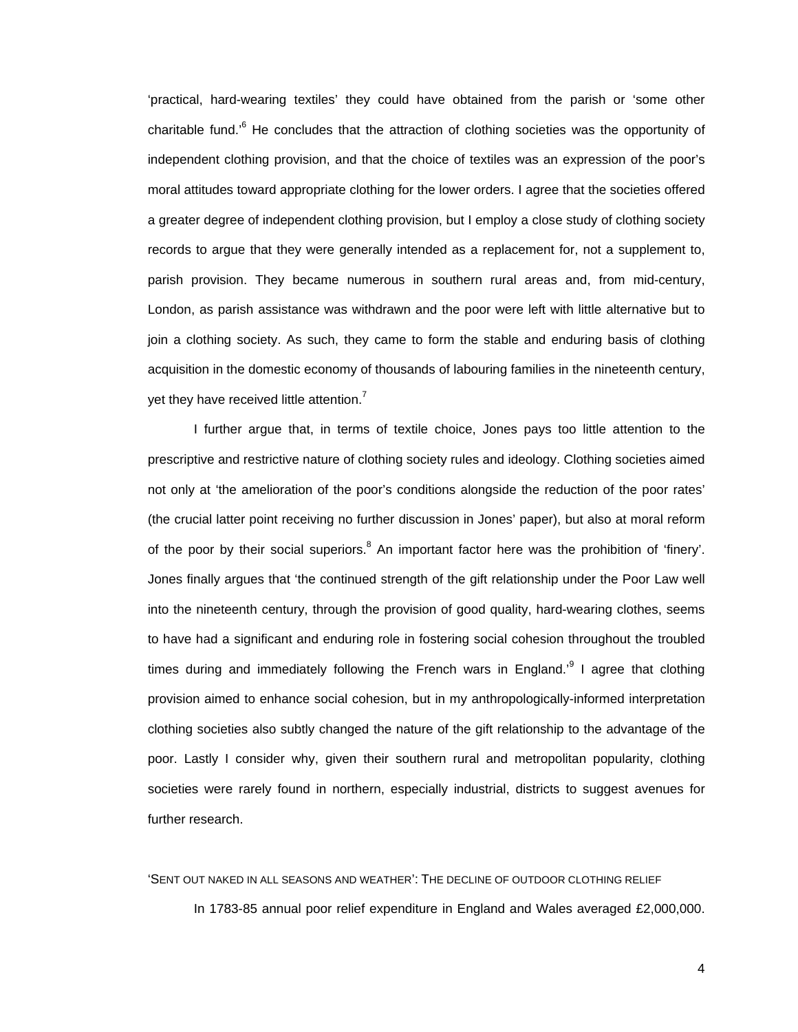'practical, hard-wearing textiles' they could have obtained from the parish or 'some other charitable fund.'[6] He concludes that the attraction of clothing societies was the opportunity of independent clothing provision, and that the choice of textiles was an expression of the poor's moral attitudes toward appropriate clothing for the lower orders. I agree that the societies offered a greater degree of independent clothing provision, but I employ a close study of clothing society records to argue that they were generally intended as a replacement for, not a supplement to, parish provision. They became numerous in southern rural areas and, from mid-century, London, as parish assistance was withdrawn and the poor were left with little alternative but to join a clothing society. As such, they came to form the stable and enduring basis of clothing acquisition in the domestic economy of thousands of labouring families in the nineteenth century, yet they have received little attention.[7]

I further argue that, in terms of textile choice, Jones pays too little attention to the prescriptive and restrictive nature of clothing society rules and ideology. Clothing societies aimed not only at 'the amelioration of the poor's conditions alongside the reduction of the poor rates' (the crucial latter point receiving no further discussion in Jones' paper), but also at moral reform of the poor by their social superiors.[8] An important factor here was the prohibition of 'finery'. Jones finally argues that 'the continued strength of the gift relationship under the Poor Law well into the nineteenth century, through the provision of good quality, hard-wearing clothes, seems to have had a significant and enduring role in fostering social cohesion throughout the troubled times during and immediately following the French wars in England.'[9] I agree that clothing provision aimed to enhance social cohesion, but in my anthropologically-informed interpretation clothing societies also subtly changed the nature of the gift relationship to the advantage of the poor. Lastly I consider why, given their southern rural and metropolitan popularity, clothing societies were rarely found in northern, especially industrial, districts to suggest avenues for further research.

## 'Sent out naked in all seasons and weather': The decline of outdoor clothing relief

In 1783-85 annual poor relief expenditure in England and Wales averaged £2,000,000.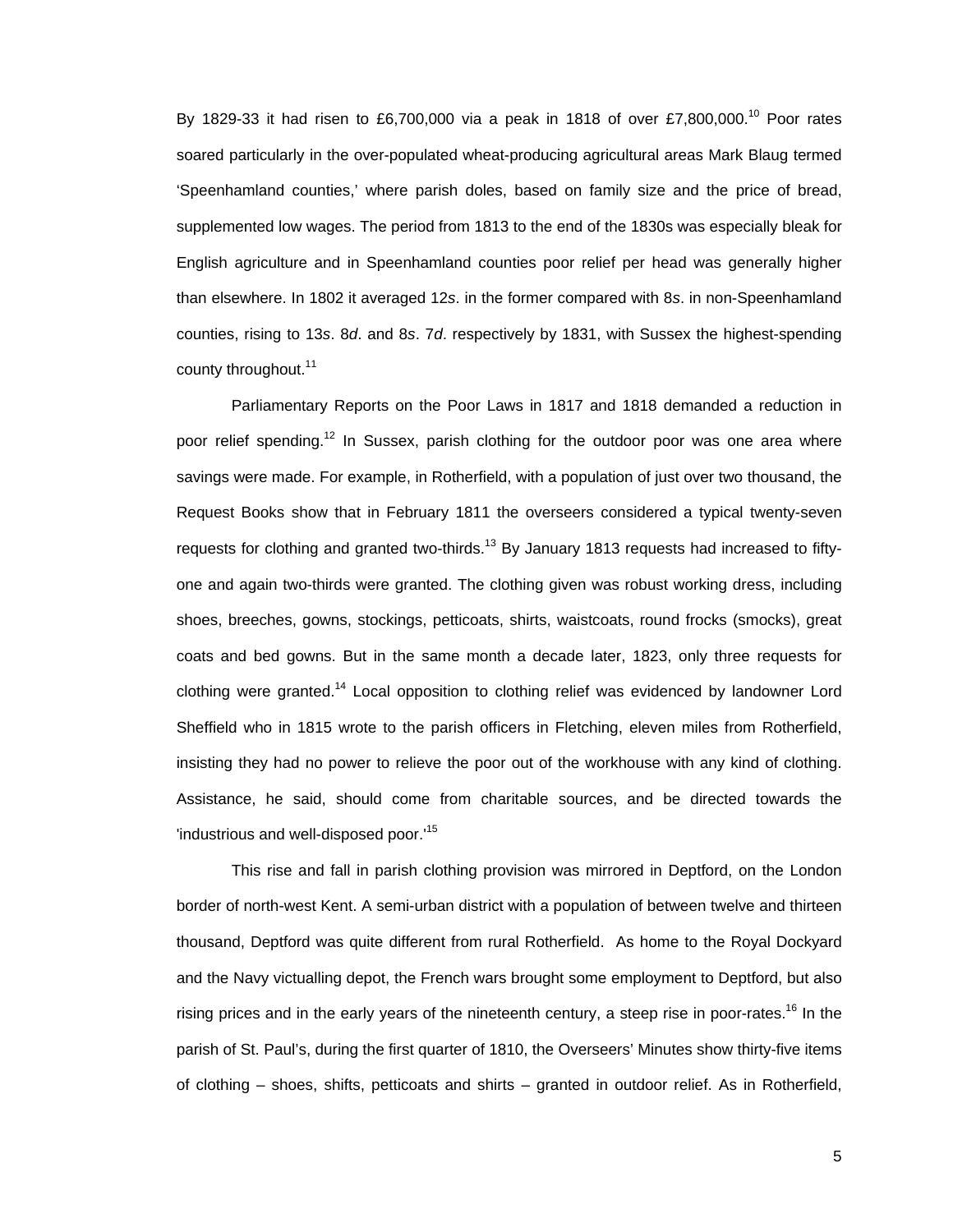By 1829-33 it had risen to £6,700,000 via a peak in 1818 of over £7,800,000.[10] Poor rates soared particularly in the over-populated wheat-producing agricultural areas Mark Blaug termed 'Speenhamland counties,' where parish doles, based on family size and the price of bread, supplemented low wages. The period from 1813 to the end of the 1830s was especially bleak for English agriculture and in Speenhamland counties poor relief per head was generally higher than elsewhere. In 1802 it averaged 12*s*. in the former compared with 8*s*. in non-Speenhamland counties, rising to 13*s*. 8*d*. and 8*s*. 7*d*. respectively by 1831, with Sussex the highest-spending county throughout.[11]

Parliamentary Reports on the Poor Laws in 1817 and 1818 demanded a reduction in poor relief spending.[12] In Sussex, parish clothing for the outdoor poor was one area where savings were made. For example, in Rotherfield, with a population of just over two thousand, the Request Books show that in February 1811 the overseers considered a typical twenty-seven requests for clothing and granted two-thirds.[13] By January 1813 requests had increased to fifty-one and again two-thirds were granted. The clothing given was robust working dress, including shoes, breeches, gowns, stockings, petticoats, shirts, waistcoats, round frocks (smocks), great coats and bed gowns. But in the same month a decade later, 1823, only three requests for clothing were granted.[14] Local opposition to clothing relief was evidenced by landowner Lord Sheffield who in 1815 wrote to the parish officers in Fletching, eleven miles from Rotherfield, insisting they had no power to relieve the poor out of the workhouse with any kind of clothing. Assistance, he said, should come from charitable sources, and be directed towards the 'industrious and well-disposed poor.'[15]

This rise and fall in parish clothing provision was mirrored in Deptford, on the London border of north-west Kent. A semi-urban district with a population of between twelve and thirteen thousand, Deptford was quite different from rural Rotherfield. As home to the Royal Dockyard and the Navy victualling depot, the French wars brought some employment to Deptford, but also rising prices and in the early years of the nineteenth century, a steep rise in poor-rates.[16] In the parish of St. Paul's, during the first quarter of 1810, the Overseers' Minutes show thirty-five items of clothing – shoes, shifts, petticoats and shirts – granted in outdoor relief. As in Rotherfield,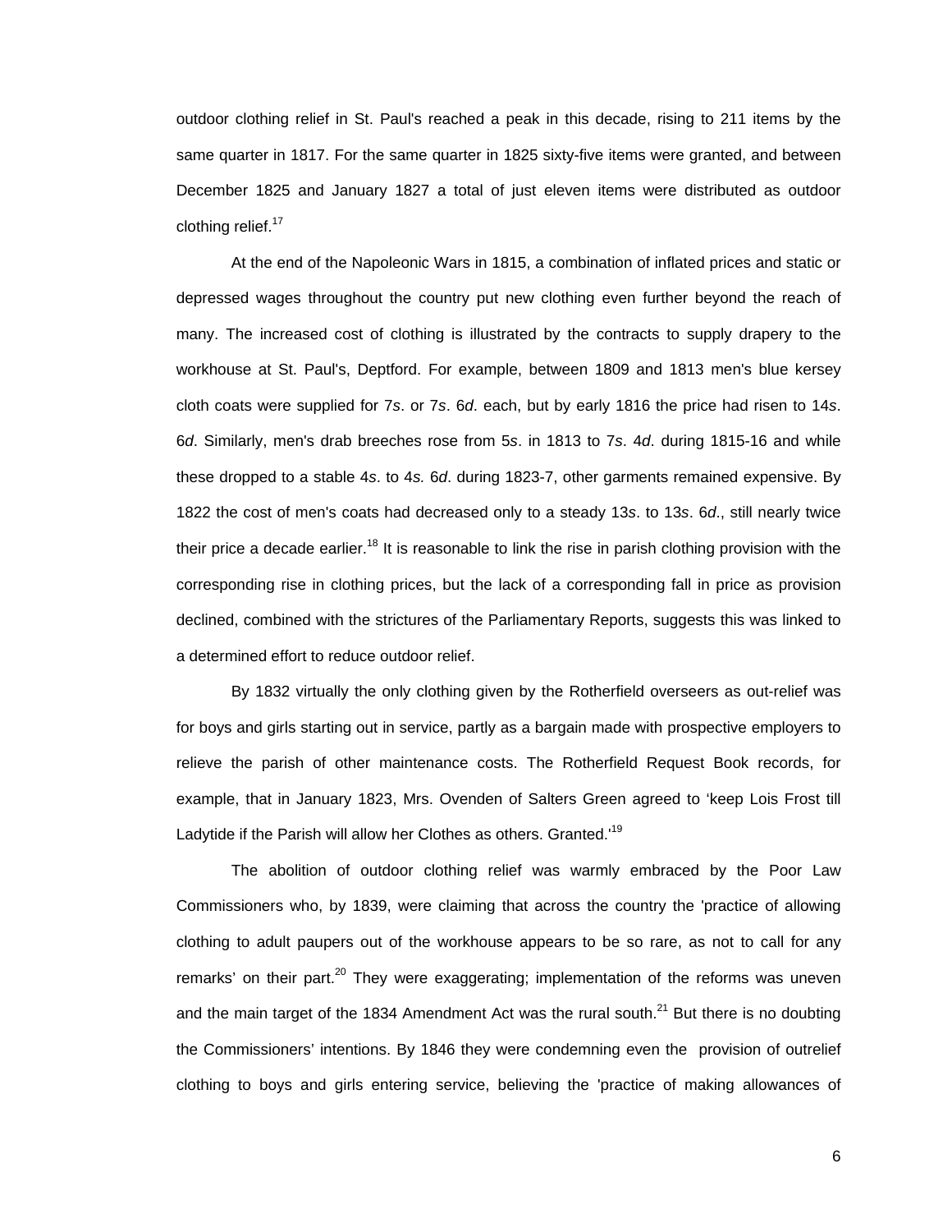outdoor clothing relief in St. Paul's reached a peak in this decade, rising to 211 items by the same quarter in 1817. For the same quarter in 1825 sixty-five items were granted, and between December 1825 and January 1827 a total of just eleven items were distributed as outdoor clothing relief.[17]

At the end of the Napoleonic Wars in 1815, a combination of inflated prices and static or depressed wages throughout the country put new clothing even further beyond the reach of many. The increased cost of clothing is illustrated by the contracts to supply drapery to the workhouse at St. Paul's, Deptford. For example, between 1809 and 1813 men's blue kersey cloth coats were supplied for 7*s*. or 7*s*. 6*d*. each, but by early 1816 the price had risen to 14*s*. 6*d*. Similarly, men's drab breeches rose from 5*s*. in 1813 to 7*s*. 4*d*. during 1815-16 and while these dropped to a stable 4*s*. to 4*s.* 6*d*. during 1823-7, other garments remained expensive. By 1822 the cost of men's coats had decreased only to a steady 13*s*. to 13*s*. 6*d*., still nearly twice their price a decade earlier.[18] It is reasonable to link the rise in parish clothing provision with the corresponding rise in clothing prices, but the lack of a corresponding fall in price as provision declined, combined with the strictures of the Parliamentary Reports, suggests this was linked to a determined effort to reduce outdoor relief.

By 1832 virtually the only clothing given by the Rotherfield overseers as out-relief was for boys and girls starting out in service, partly as a bargain made with prospective employers to relieve the parish of other maintenance costs. The Rotherfield Request Book records, for example, that in January 1823, Mrs. Ovenden of Salters Green agreed to 'keep Lois Frost till Ladytide if the Parish will allow her Clothes as others. Granted.'[19]

The abolition of outdoor clothing relief was warmly embraced by the Poor Law Commissioners who, by 1839, were claiming that across the country the 'practice of allowing clothing to adult paupers out of the workhouse appears to be so rare, as not to call for any remarks' on their part.[20] They were exaggerating; implementation of the reforms was uneven and the main target of the 1834 Amendment Act was the rural south.[21] But there is no doubting the Commissioners' intentions. By 1846 they were condemning even the provision of outrelief clothing to boys and girls entering service, believing the 'practice of making allowances of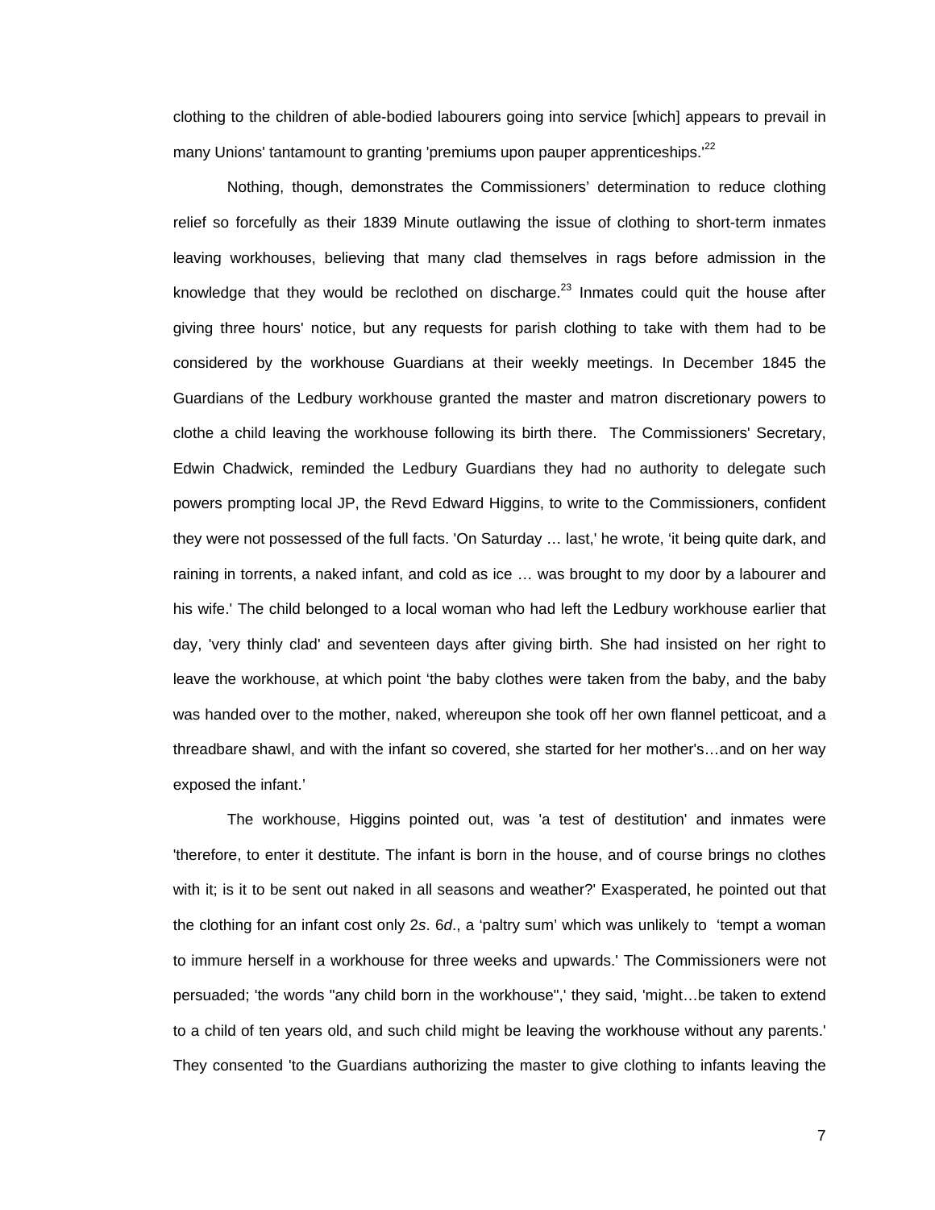clothing to the children of able-bodied labourers going into service [which] appears to prevail in many Unions' tantamount to granting 'premiums upon pauper apprenticeships.'[22]

Nothing, though, demonstrates the Commissioners' determination to reduce clothing relief so forcefully as their 1839 Minute outlawing the issue of clothing to short-term inmates leaving workhouses, believing that many clad themselves in rags before admission in the knowledge that they would be reclothed on discharge.[23] Inmates could quit the house after giving three hours' notice, but any requests for parish clothing to take with them had to be considered by the workhouse Guardians at their weekly meetings. In December 1845 the Guardians of the Ledbury workhouse granted the master and matron discretionary powers to clothe a child leaving the workhouse following its birth there. The Commissioners' Secretary, Edwin Chadwick, reminded the Ledbury Guardians they had no authority to delegate such powers prompting local JP, the Revd Edward Higgins, to write to the Commissioners, confident they were not possessed of the full facts. 'On Saturday … last,' he wrote, 'it being quite dark, and raining in torrents, a naked infant, and cold as ice … was brought to my door by a labourer and his wife.' The child belonged to a local woman who had left the Ledbury workhouse earlier that day, 'very thinly clad' and seventeen days after giving birth. She had insisted on her right to leave the workhouse, at which point 'the baby clothes were taken from the baby, and the baby was handed over to the mother, naked, whereupon she took off her own flannel petticoat, and a threadbare shawl, and with the infant so covered, she started for her mother's…and on her way exposed the infant.'

The workhouse, Higgins pointed out, was 'a test of destitution' and inmates were 'therefore, to enter it destitute. The infant is born in the house, and of course brings no clothes with it; is it to be sent out naked in all seasons and weather?' Exasperated, he pointed out that the clothing for an infant cost only 2*s*. 6*d*., a 'paltry sum' which was unlikely to 'tempt a woman to immure herself in a workhouse for three weeks and upwards.' The Commissioners were not persuaded; 'the words "any child born in the workhouse",' they said, 'might…be taken to extend to a child of ten years old, and such child might be leaving the workhouse without any parents.' They consented 'to the Guardians authorizing the master to give clothing to infants leaving the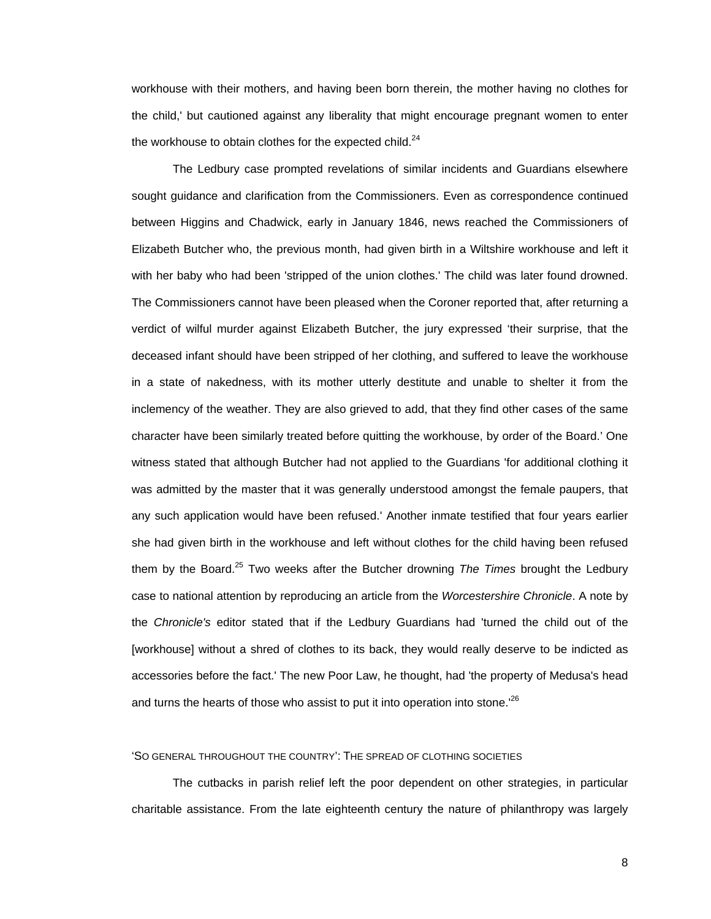workhouse with their mothers, and having been born therein, the mother having no clothes for the child,' but cautioned against any liberality that might encourage pregnant women to enter the workhouse to obtain clothes for the expected child.[24]

The Ledbury case prompted revelations of similar incidents and Guardians elsewhere sought guidance and clarification from the Commissioners. Even as correspondence continued between Higgins and Chadwick, early in January 1846, news reached the Commissioners of Elizabeth Butcher who, the previous month, had given birth in a Wiltshire workhouse and left it with her baby who had been 'stripped of the union clothes.' The child was later found drowned. The Commissioners cannot have been pleased when the Coroner reported that, after returning a verdict of wilful murder against Elizabeth Butcher, the jury expressed 'their surprise, that the deceased infant should have been stripped of her clothing, and suffered to leave the workhouse in a state of nakedness, with its mother utterly destitute and unable to shelter it from the inclemency of the weather. They are also grieved to add, that they find other cases of the same character have been similarly treated before quitting the workhouse, by order of the Board.' One witness stated that although Butcher had not applied to the Guardians 'for additional clothing it was admitted by the master that it was generally understood amongst the female paupers, that any such application would have been refused.' Another inmate testified that four years earlier she had given birth in the workhouse and left without clothes for the child having been refused them by the Board.[25] Two weeks after the Butcher drowning *The Times* brought the Ledbury case to national attention by reproducing an article from the *Worcestershire Chronicle*. A note by the *Chronicle's* editor stated that if the Ledbury Guardians had 'turned the child out of the [workhouse] without a shred of clothes to its back, they would really deserve to be indicted as accessories before the fact.' The new Poor Law, he thought, had 'the property of Medusa's head and turns the hearts of those who assist to put it into operation into stone.'[26]

## 'So general throughout the country': The spread of clothing societies

The cutbacks in parish relief left the poor dependent on other strategies, in particular charitable assistance. From the late eighteenth century the nature of philanthropy was largely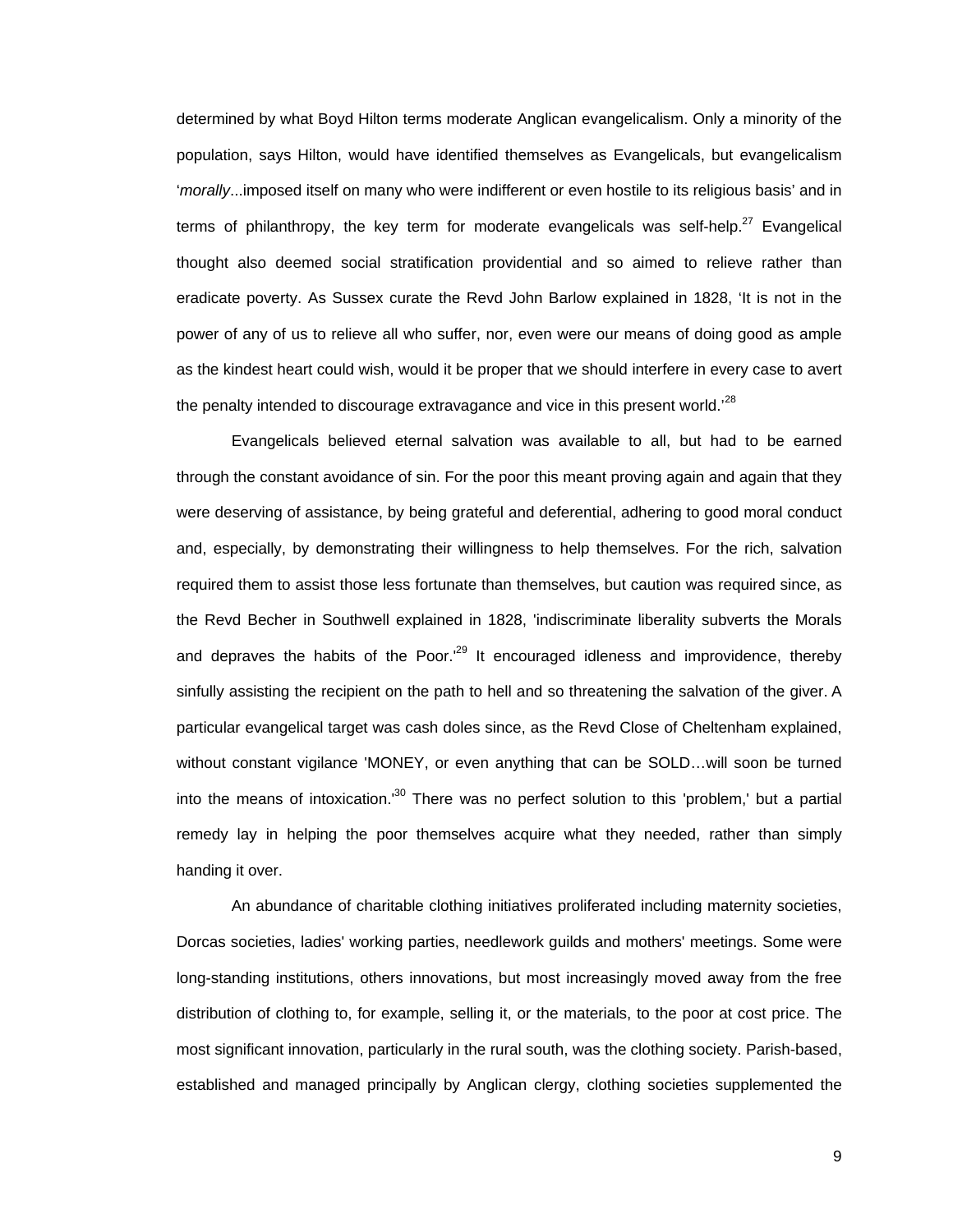determined by what Boyd Hilton terms moderate Anglican evangelicalism. Only a minority of the population, says Hilton, would have identified themselves as Evangelicals, but evangelicalism '*morally*...imposed itself on many who were indifferent or even hostile to its religious basis' and in terms of philanthropy, the key term for moderate evangelicals was self-help.[27] Evangelical thought also deemed social stratification providential and so aimed to relieve rather than eradicate poverty. As Sussex curate the Revd John Barlow explained in 1828, 'It is not in the power of any of us to relieve all who suffer, nor, even were our means of doing good as ample as the kindest heart could wish, would it be proper that we should interfere in every case to avert the penalty intended to discourage extravagance and vice in this present world.'[28]

Evangelicals believed eternal salvation was available to all, but had to be earned through the constant avoidance of sin. For the poor this meant proving again and again that they were deserving of assistance, by being grateful and deferential, adhering to good moral conduct and, especially, by demonstrating their willingness to help themselves. For the rich, salvation required them to assist those less fortunate than themselves, but caution was required since, as the Revd Becher in Southwell explained in 1828, 'indiscriminate liberality subverts the Morals and depraves the habits of the Poor.'[29] It encouraged idleness and improvidence, thereby sinfully assisting the recipient on the path to hell and so threatening the salvation of the giver. A particular evangelical target was cash doles since, as the Revd Close of Cheltenham explained, without constant vigilance 'MONEY, or even anything that can be SOLD…will soon be turned into the means of intoxication.'[30] There was no perfect solution to this 'problem,' but a partial remedy lay in helping the poor themselves acquire what they needed, rather than simply handing it over.

An abundance of charitable clothing initiatives proliferated including maternity societies, Dorcas societies, ladies' working parties, needlework guilds and mothers' meetings. Some were long-standing institutions, others innovations, but most increasingly moved away from the free distribution of clothing to, for example, selling it, or the materials, to the poor at cost price. The most significant innovation, particularly in the rural south, was the clothing society. Parish-based, established and managed principally by Anglican clergy, clothing societies supplemented the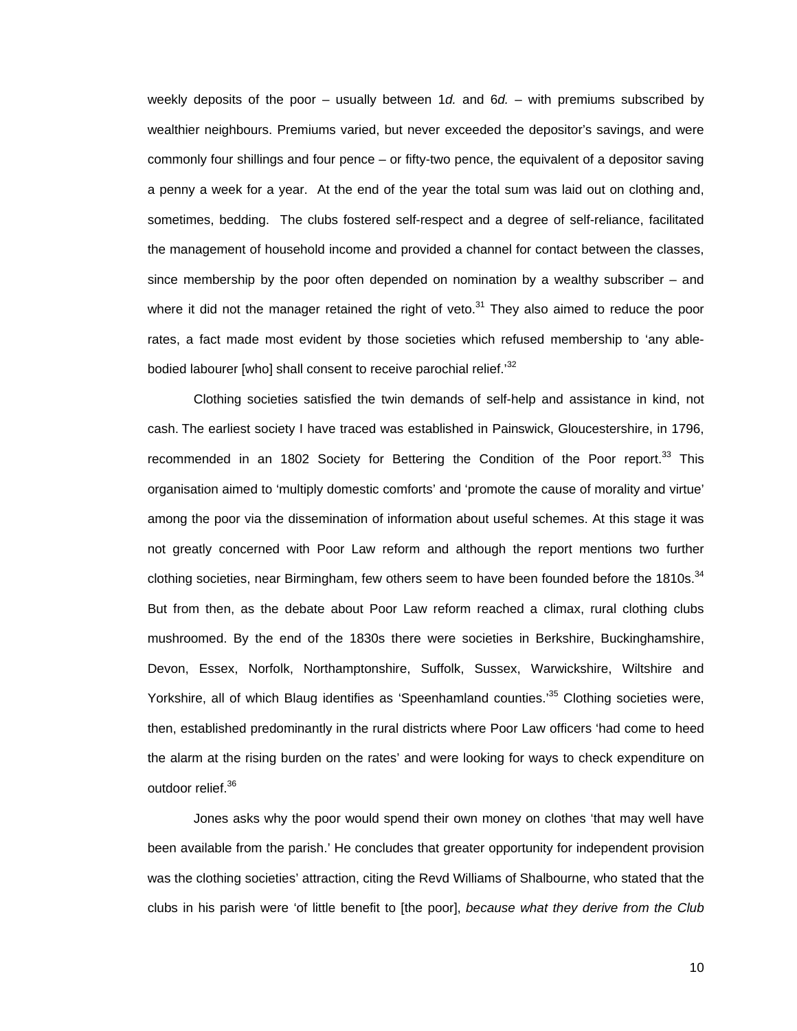weekly deposits of the poor – usually between 1*d.* and 6*d.* – with premiums subscribed by wealthier neighbours. Premiums varied, but never exceeded the depositor's savings, and were commonly four shillings and four pence – or fifty-two pence, the equivalent of a depositor saving a penny a week for a year. At the end of the year the total sum was laid out on clothing and, sometimes, bedding. The clubs fostered self-respect and a degree of self-reliance, facilitated the management of household income and provided a channel for contact between the classes, since membership by the poor often depended on nomination by a wealthy subscriber – and where it did not the manager retained the right of veto.[31] They also aimed to reduce the poor rates, a fact made most evident by those societies which refused membership to 'any able-bodied labourer [who] shall consent to receive parochial relief.'[32]

Clothing societies satisfied the twin demands of self-help and assistance in kind, not cash. The earliest society I have traced was established in Painswick, Gloucestershire, in 1796, recommended in an 1802 Society for Bettering the Condition of the Poor report.[33] This organisation aimed to 'multiply domestic comforts' and 'promote the cause of morality and virtue' among the poor via the dissemination of information about useful schemes. At this stage it was not greatly concerned with Poor Law reform and although the report mentions two further clothing societies, near Birmingham, few others seem to have been founded before the 1810s.[34] But from then, as the debate about Poor Law reform reached a climax, rural clothing clubs mushroomed. By the end of the 1830s there were societies in Berkshire, Buckinghamshire, Devon, Essex, Norfolk, Northamptonshire, Suffolk, Sussex, Warwickshire, Wiltshire and Yorkshire, all of which Blaug identifies as 'Speenhamland counties.'[35] Clothing societies were, then, established predominantly in the rural districts where Poor Law officers 'had come to heed the alarm at the rising burden on the rates' and were looking for ways to check expenditure on outdoor relief.[36]

Jones asks why the poor would spend their own money on clothes 'that may well have been available from the parish.' He concludes that greater opportunity for independent provision was the clothing societies' attraction, citing the Revd Williams of Shalbourne, who stated that the clubs in his parish were 'of little benefit to [the poor], *because what they derive from the Club*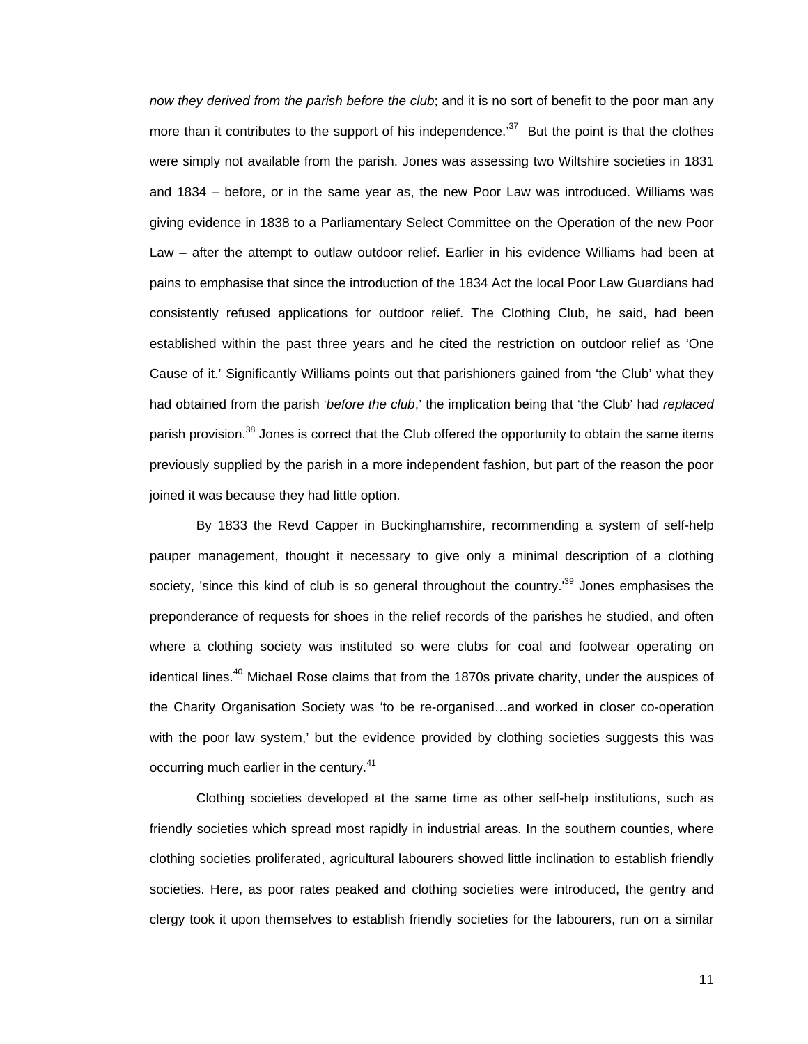*now they derived from the parish before the club*; and it is no sort of benefit to the poor man any more than it contributes to the support of his independence.'[37] But the point is that the clothes were simply not available from the parish. Jones was assessing two Wiltshire societies in 1831 and 1834 – before, or in the same year as, the new Poor Law was introduced. Williams was giving evidence in 1838 to a Parliamentary Select Committee on the Operation of the new Poor Law – after the attempt to outlaw outdoor relief. Earlier in his evidence Williams had been at pains to emphasise that since the introduction of the 1834 Act the local Poor Law Guardians had consistently refused applications for outdoor relief. The Clothing Club, he said, had been established within the past three years and he cited the restriction on outdoor relief as 'One Cause of it.' Significantly Williams points out that parishioners gained from 'the Club' what they had obtained from the parish '*before the club*,' the implication being that 'the Club' had *replaced* parish provision.[38] Jones is correct that the Club offered the opportunity to obtain the same items previously supplied by the parish in a more independent fashion, but part of the reason the poor joined it was because they had little option.

By 1833 the Revd Capper in Buckinghamshire, recommending a system of self-help pauper management, thought it necessary to give only a minimal description of a clothing society, 'since this kind of club is so general throughout the country.'[39] Jones emphasises the preponderance of requests for shoes in the relief records of the parishes he studied, and often where a clothing society was instituted so were clubs for coal and footwear operating on identical lines.[40] Michael Rose claims that from the 1870s private charity, under the auspices of the Charity Organisation Society was 'to be re-organised…and worked in closer co-operation with the poor law system,' but the evidence provided by clothing societies suggests this was occurring much earlier in the century.[41]

Clothing societies developed at the same time as other self-help institutions, such as friendly societies which spread most rapidly in industrial areas. In the southern counties, where clothing societies proliferated, agricultural labourers showed little inclination to establish friendly societies. Here, as poor rates peaked and clothing societies were introduced, the gentry and clergy took it upon themselves to establish friendly societies for the labourers, run on a similar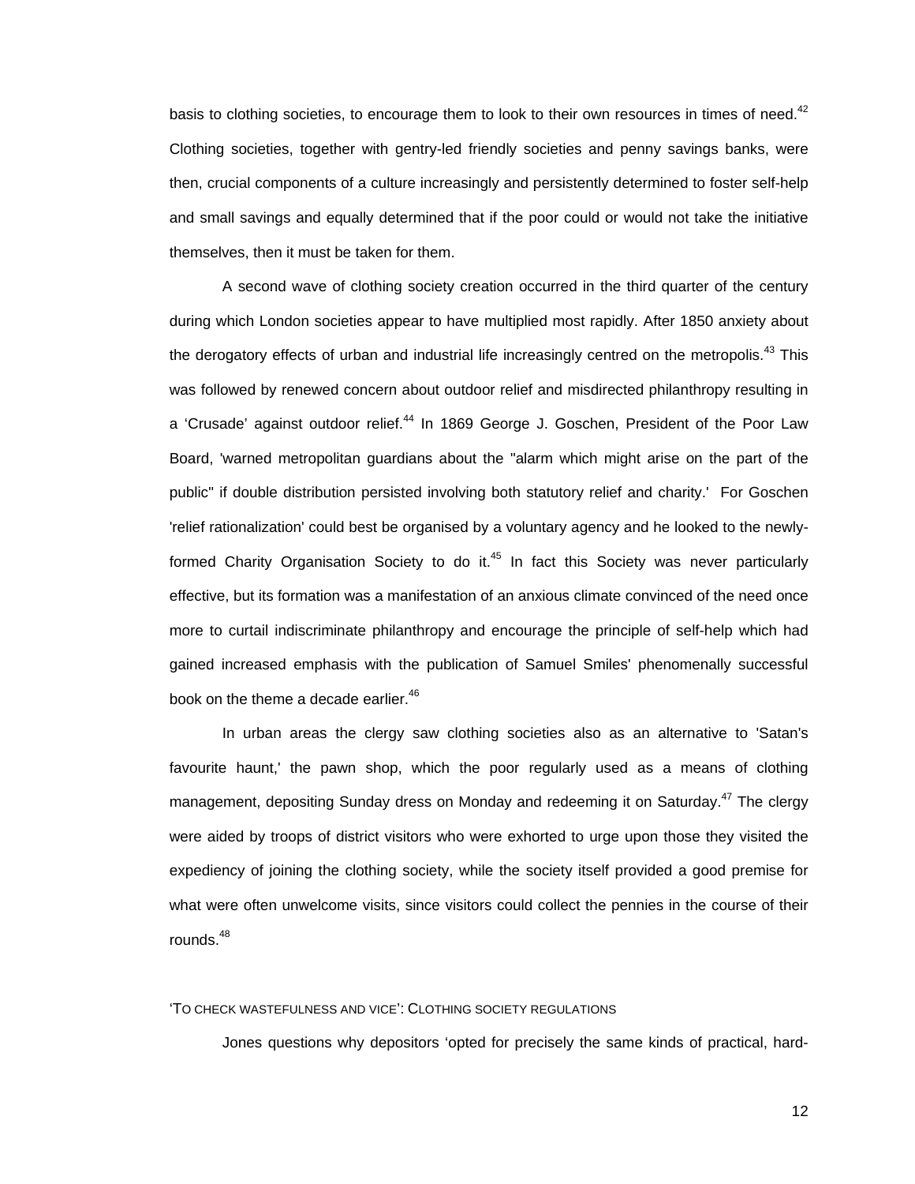basis to clothing societies, to encourage them to look to their own resources in times of need.[42] Clothing societies, together with gentry-led friendly societies and penny savings banks, were then, crucial components of a culture increasingly and persistently determined to foster self-help and small savings and equally determined that if the poor could or would not take the initiative themselves, then it must be taken for them.

A second wave of clothing society creation occurred in the third quarter of the century during which London societies appear to have multiplied most rapidly. After 1850 anxiety about the derogatory effects of urban and industrial life increasingly centred on the metropolis.[43] This was followed by renewed concern about outdoor relief and misdirected philanthropy resulting in a 'Crusade' against outdoor relief.[44] In 1869 George J. Goschen, President of the Poor Law Board, 'warned metropolitan guardians about the "alarm which might arise on the part of the public" if double distribution persisted involving both statutory relief and charity.' For Goschen 'relief rationalization' could best be organised by a voluntary agency and he looked to the newly-formed Charity Organisation Society to do it.[45] In fact this Society was never particularly effective, but its formation was a manifestation of an anxious climate convinced of the need once more to curtail indiscriminate philanthropy and encourage the principle of self-help which had gained increased emphasis with the publication of Samuel Smiles' phenomenally successful book on the theme a decade earlier.[46]

In urban areas the clergy saw clothing societies also as an alternative to 'Satan's favourite haunt,' the pawn shop, which the poor regularly used as a means of clothing management, depositing Sunday dress on Monday and redeeming it on Saturday.[47] The clergy were aided by troops of district visitors who were exhorted to urge upon those they visited the expediency of joining the clothing society, while the society itself provided a good premise for what were often unwelcome visits, since visitors could collect the pennies in the course of their rounds.[48]

## 'To check wastefulness and vice': Clothing society regulations

Jones questions why depositors 'opted for precisely the same kinds of practical, hard-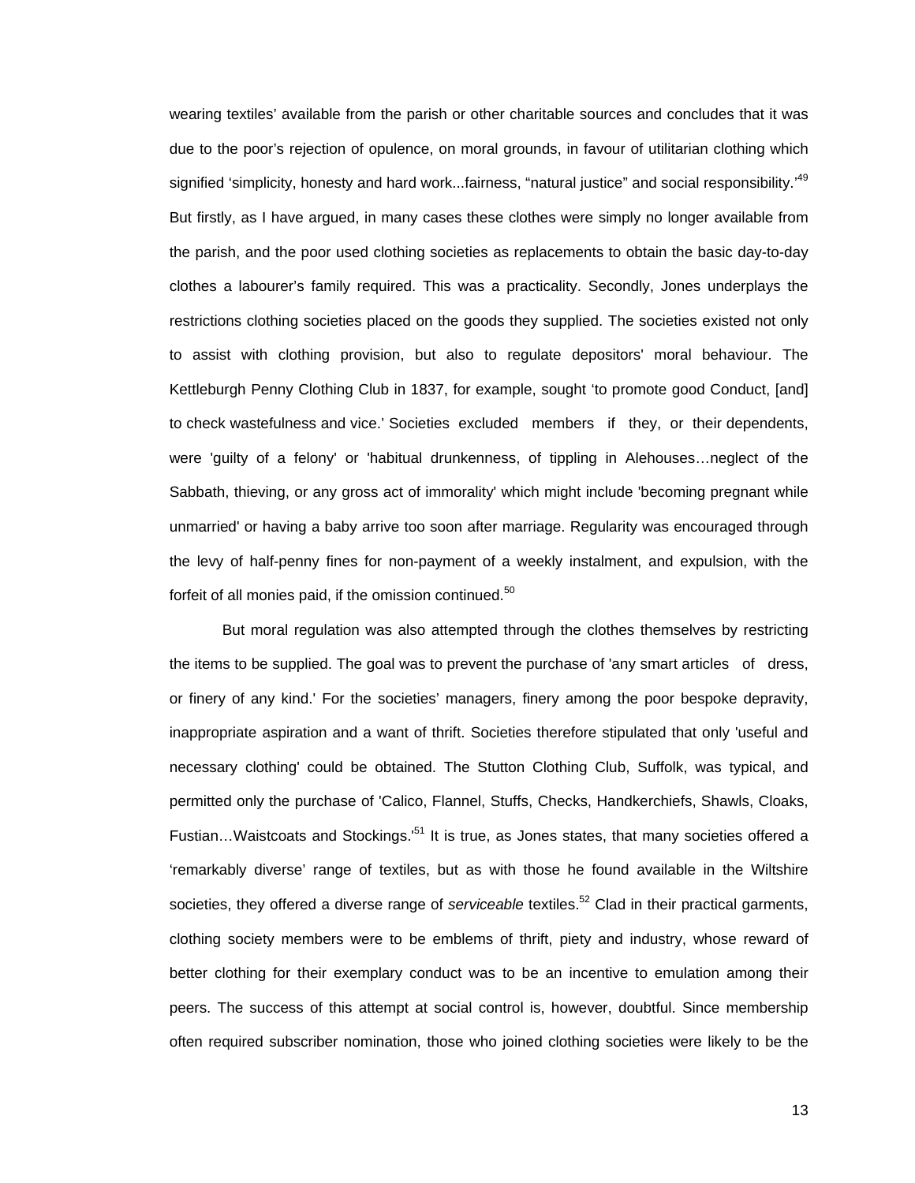wearing textiles' available from the parish or other charitable sources and concludes that it was due to the poor's rejection of opulence, on moral grounds, in favour of utilitarian clothing which signified 'simplicity, honesty and hard work...fairness, "natural justice" and social responsibility.'[49] But firstly, as I have argued, in many cases these clothes were simply no longer available from the parish, and the poor used clothing societies as replacements to obtain the basic day-to-day clothes a labourer's family required. This was a practicality. Secondly, Jones underplays the restrictions clothing societies placed on the goods they supplied. The societies existed not only to assist with clothing provision, but also to regulate depositors' moral behaviour. The Kettleburgh Penny Clothing Club in 1837, for example, sought 'to promote good Conduct, [and] to check wastefulness and vice.' Societies excluded members if they, or their dependents, were 'guilty of a felony' or 'habitual drunkenness, of tippling in Alehouses…neglect of the Sabbath, thieving, or any gross act of immorality' which might include 'becoming pregnant while unmarried' or having a baby arrive too soon after marriage. Regularity was encouraged through the levy of half-penny fines for non-payment of a weekly instalment, and expulsion, with the forfeit of all monies paid, if the omission continued.[50]

But moral regulation was also attempted through the clothes themselves by restricting the items to be supplied. The goal was to prevent the purchase of 'any smart articles of dress, or finery of any kind.' For the societies' managers, finery among the poor bespoke depravity, inappropriate aspiration and a want of thrift. Societies therefore stipulated that only 'useful and necessary clothing' could be obtained. The Stutton Clothing Club, Suffolk, was typical, and permitted only the purchase of 'Calico, Flannel, Stuffs, Checks, Handkerchiefs, Shawls, Cloaks, Fustian…Waistcoats and Stockings.'[51] It is true, as Jones states, that many societies offered a 'remarkably diverse' range of textiles, but as with those he found available in the Wiltshire societies, they offered a diverse range of *serviceable* textiles.[52] Clad in their practical garments, clothing society members were to be emblems of thrift, piety and industry, whose reward of better clothing for their exemplary conduct was to be an incentive to emulation among their peers. The success of this attempt at social control is, however, doubtful. Since membership often required subscriber nomination, those who joined clothing societies were likely to be the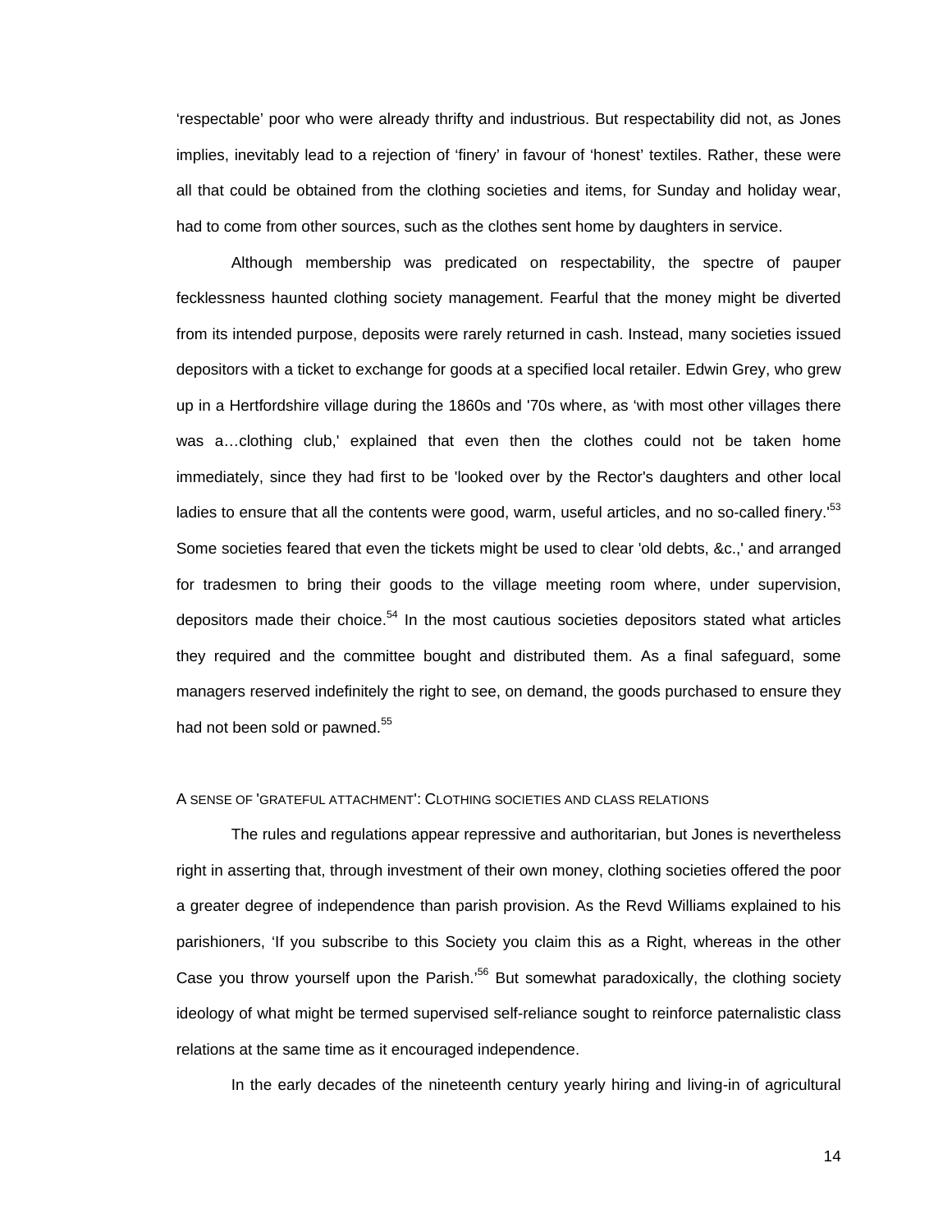'respectable' poor who were already thrifty and industrious. But respectability did not, as Jones implies, inevitably lead to a rejection of 'finery' in favour of 'honest' textiles. Rather, these were all that could be obtained from the clothing societies and items, for Sunday and holiday wear, had to come from other sources, such as the clothes sent home by daughters in service.

Although membership was predicated on respectability, the spectre of pauper fecklessness haunted clothing society management. Fearful that the money might be diverted from its intended purpose, deposits were rarely returned in cash. Instead, many societies issued depositors with a ticket to exchange for goods at a specified local retailer. Edwin Grey, who grew up in a Hertfordshire village during the 1860s and '70s where, as 'with most other villages there was a…clothing club,' explained that even then the clothes could not be taken home immediately, since they had first to be 'looked over by the Rector's daughters and other local ladies to ensure that all the contents were good, warm, useful articles, and no so-called finery.'[53] Some societies feared that even the tickets might be used to clear 'old debts, &c.,' and arranged for tradesmen to bring their goods to the village meeting room where, under supervision, depositors made their choice.[54] In the most cautious societies depositors stated what articles they required and the committee bought and distributed them. As a final safeguard, some managers reserved indefinitely the right to see, on demand, the goods purchased to ensure they had not been sold or pawned.[55]

## A SENSE OF 'GRATEFUL ATTACHMENT': CLOTHING SOCIETIES AND CLASS RELATIONS

The rules and regulations appear repressive and authoritarian, but Jones is nevertheless right in asserting that, through investment of their own money, clothing societies offered the poor a greater degree of independence than parish provision. As the Revd Williams explained to his parishioners, 'If you subscribe to this Society you claim this as a Right, whereas in the other Case you throw yourself upon the Parish.'[56] But somewhat paradoxically, the clothing society ideology of what might be termed supervised self-reliance sought to reinforce paternalistic class relations at the same time as it encouraged independence.

In the early decades of the nineteenth century yearly hiring and living-in of agricultural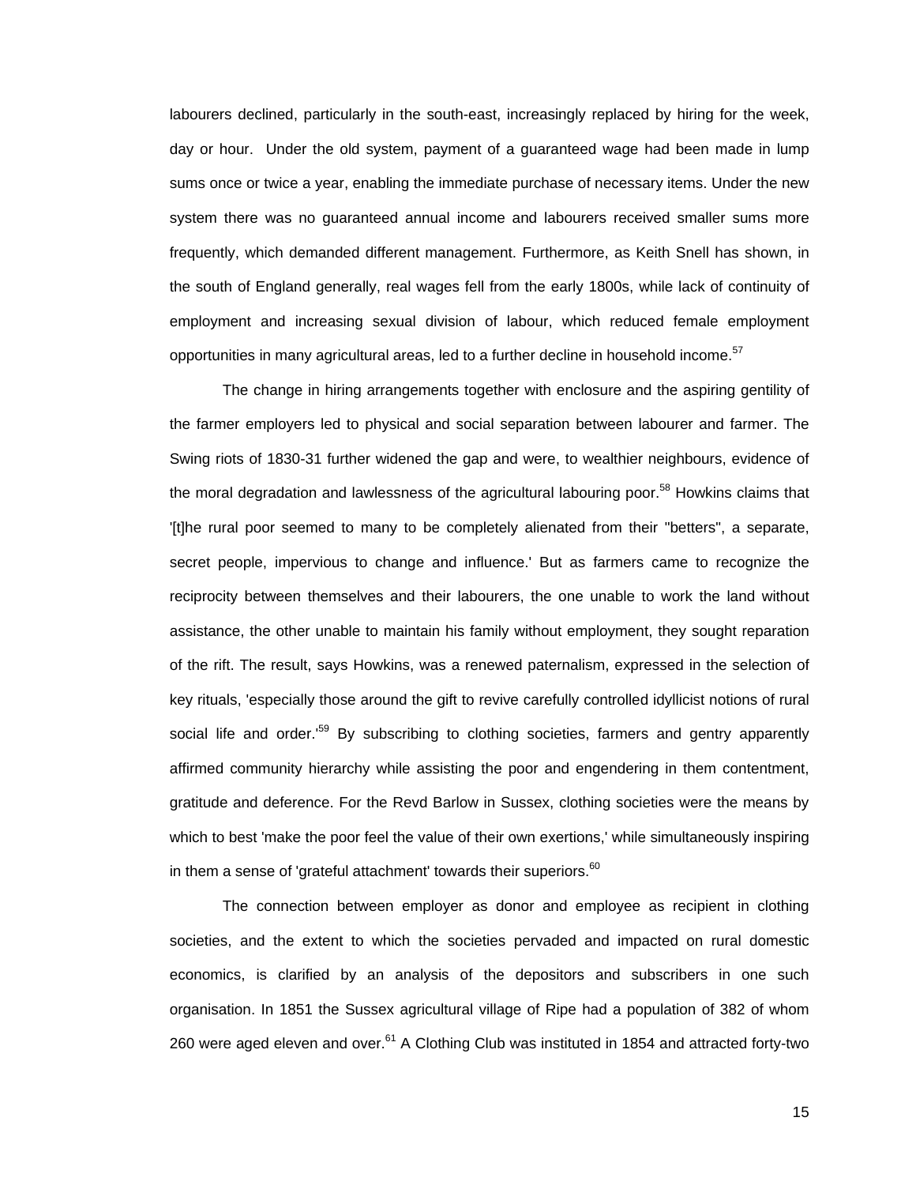labourers declined, particularly in the south-east, increasingly replaced by hiring for the week, day or hour. Under the old system, payment of a guaranteed wage had been made in lump sums once or twice a year, enabling the immediate purchase of necessary items. Under the new system there was no guaranteed annual income and labourers received smaller sums more frequently, which demanded different management. Furthermore, as Keith Snell has shown, in the south of England generally, real wages fell from the early 1800s, while lack of continuity of employment and increasing sexual division of labour, which reduced female employment opportunities in many agricultural areas, led to a further decline in household income.[57]

The change in hiring arrangements together with enclosure and the aspiring gentility of the farmer employers led to physical and social separation between labourer and farmer. The Swing riots of 1830-31 further widened the gap and were, to wealthier neighbours, evidence of the moral degradation and lawlessness of the agricultural labouring poor.[58] Howkins claims that '[t]he rural poor seemed to many to be completely alienated from their "betters", a separate, secret people, impervious to change and influence.' But as farmers came to recognize the reciprocity between themselves and their labourers, the one unable to work the land without assistance, the other unable to maintain his family without employment, they sought reparation of the rift. The result, says Howkins, was a renewed paternalism, expressed in the selection of key rituals, 'especially those around the gift to revive carefully controlled idyllicist notions of rural social life and order.'[59] By subscribing to clothing societies, farmers and gentry apparently affirmed community hierarchy while assisting the poor and engendering in them contentment, gratitude and deference. For the Revd Barlow in Sussex, clothing societies were the means by which to best 'make the poor feel the value of their own exertions,' while simultaneously inspiring in them a sense of 'grateful attachment' towards their superiors.[60]

The connection between employer as donor and employee as recipient in clothing societies, and the extent to which the societies pervaded and impacted on rural domestic economics, is clarified by an analysis of the depositors and subscribers in one such organisation. In 1851 the Sussex agricultural village of Ripe had a population of 382 of whom 260 were aged eleven and over.[61] A Clothing Club was instituted in 1854 and attracted forty-two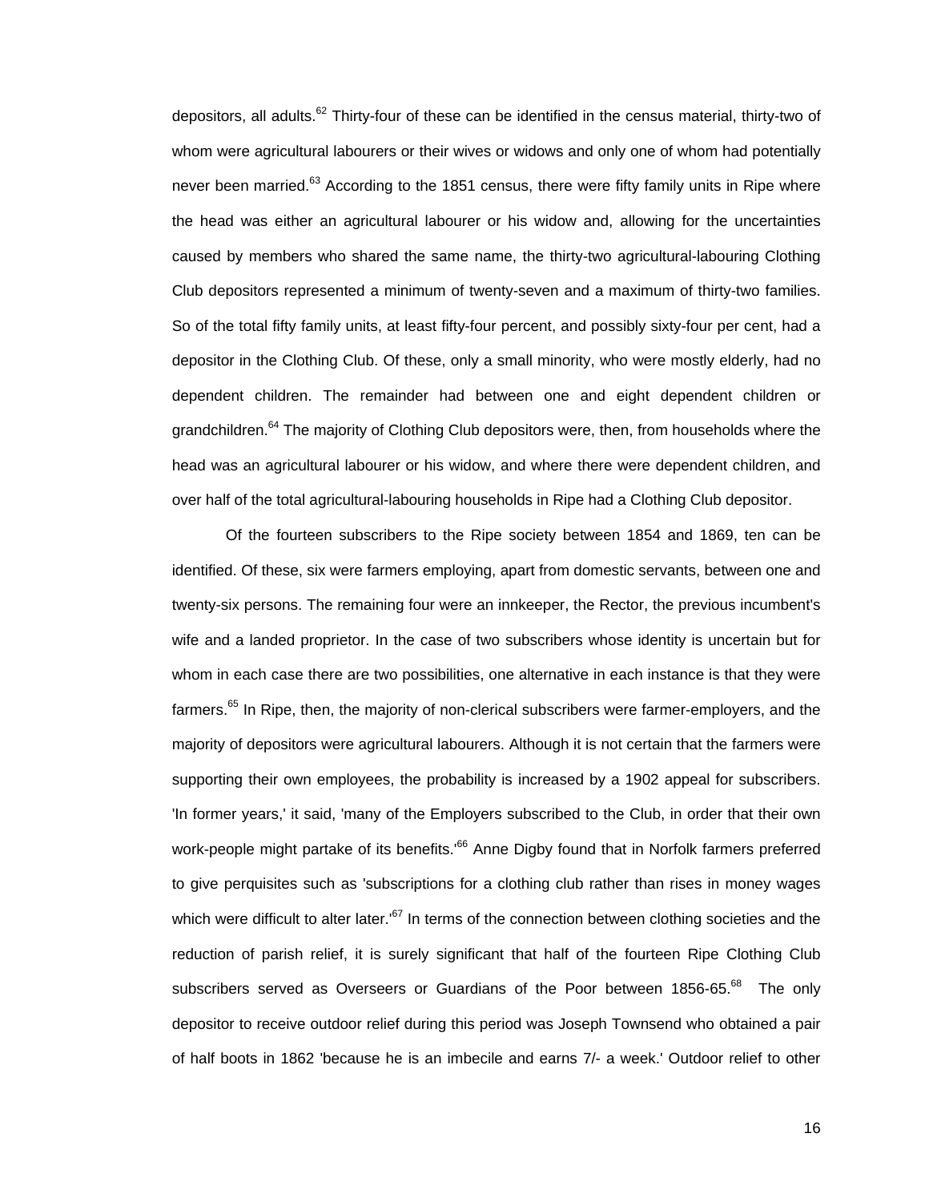depositors, all adults.[62] Thirty-four of these can be identified in the census material, thirty-two of whom were agricultural labourers or their wives or widows and only one of whom had potentially never been married.[63] According to the 1851 census, there were fifty family units in Ripe where the head was either an agricultural labourer or his widow and, allowing for the uncertainties caused by members who shared the same name, the thirty-two agricultural-labouring Clothing Club depositors represented a minimum of twenty-seven and a maximum of thirty-two families. So of the total fifty family units, at least fifty-four percent, and possibly sixty-four per cent, had a depositor in the Clothing Club. Of these, only a small minority, who were mostly elderly, had no dependent children. The remainder had between one and eight dependent children or grandchildren.[64] The majority of Clothing Club depositors were, then, from households where the head was an agricultural labourer or his widow, and where there were dependent children, and over half of the total agricultural-labouring households in Ripe had a Clothing Club depositor.

Of the fourteen subscribers to the Ripe society between 1854 and 1869, ten can be identified. Of these, six were farmers employing, apart from domestic servants, between one and twenty-six persons. The remaining four were an innkeeper, the Rector, the previous incumbent's wife and a landed proprietor. In the case of two subscribers whose identity is uncertain but for whom in each case there are two possibilities, one alternative in each instance is that they were farmers.[65] In Ripe, then, the majority of non-clerical subscribers were farmer-employers, and the majority of depositors were agricultural labourers. Although it is not certain that the farmers were supporting their own employees, the probability is increased by a 1902 appeal for subscribers. 'In former years,' it said, 'many of the Employers subscribed to the Club, in order that their own work-people might partake of its benefits.'[66] Anne Digby found that in Norfolk farmers preferred to give perquisites such as 'subscriptions for a clothing club rather than rises in money wages which were difficult to alter later.'[67] In terms of the connection between clothing societies and the reduction of parish relief, it is surely significant that half of the fourteen Ripe Clothing Club subscribers served as Overseers or Guardians of the Poor between 1856-65.[68] The only depositor to receive outdoor relief during this period was Joseph Townsend who obtained a pair of half boots in 1862 'because he is an imbecile and earns 7/- a week.' Outdoor relief to other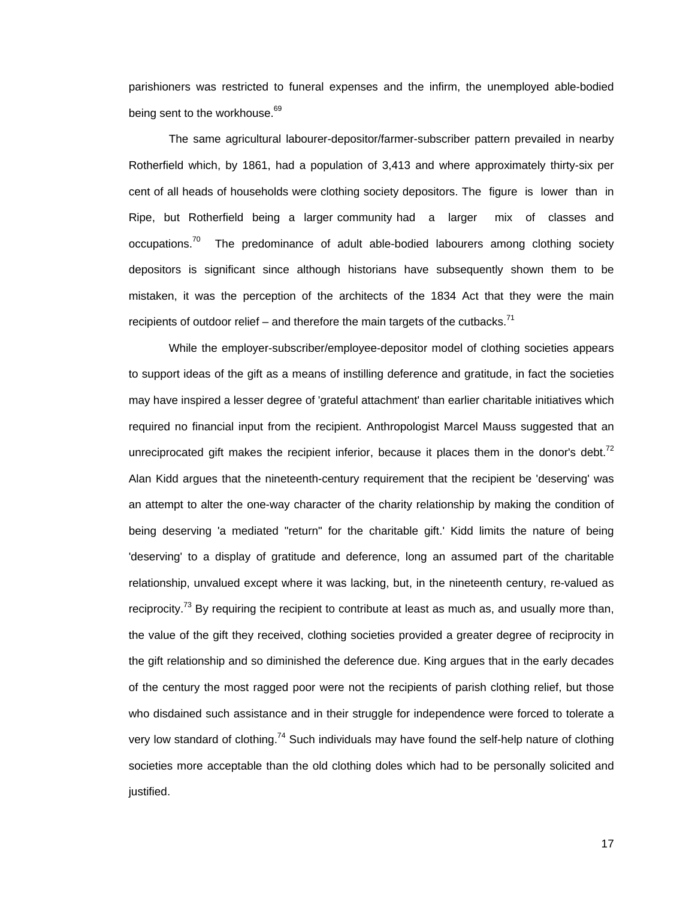parishioners was restricted to funeral expenses and the infirm, the unemployed able-bodied being sent to the workhouse.[69]

The same agricultural labourer-depositor/farmer-subscriber pattern prevailed in nearby Rotherfield which, by 1861, had a population of 3,413 and where approximately thirty-six per cent of all heads of households were clothing society depositors. The figure is lower than in Ripe, but Rotherfield being a larger community had a larger mix of classes and occupations.[70] The predominance of adult able-bodied labourers among clothing society depositors is significant since although historians have subsequently shown them to be mistaken, it was the perception of the architects of the 1834 Act that they were the main recipients of outdoor relief – and therefore the main targets of the cutbacks.[71]

While the employer-subscriber/employee-depositor model of clothing societies appears to support ideas of the gift as a means of instilling deference and gratitude, in fact the societies may have inspired a lesser degree of 'grateful attachment' than earlier charitable initiatives which required no financial input from the recipient. Anthropologist Marcel Mauss suggested that an unreciprocated gift makes the recipient inferior, because it places them in the donor's debt.[72] Alan Kidd argues that the nineteenth-century requirement that the recipient be 'deserving' was an attempt to alter the one-way character of the charity relationship by making the condition of being deserving 'a mediated "return" for the charitable gift.' Kidd limits the nature of being 'deserving' to a display of gratitude and deference, long an assumed part of the charitable relationship, unvalued except where it was lacking, but, in the nineteenth century, re-valued as reciprocity.[73] By requiring the recipient to contribute at least as much as, and usually more than, the value of the gift they received, clothing societies provided a greater degree of reciprocity in the gift relationship and so diminished the deference due. King argues that in the early decades of the century the most ragged poor were not the recipients of parish clothing relief, but those who disdained such assistance and in their struggle for independence were forced to tolerate a very low standard of clothing.[74] Such individuals may have found the self-help nature of clothing societies more acceptable than the old clothing doles which had to be personally solicited and justified.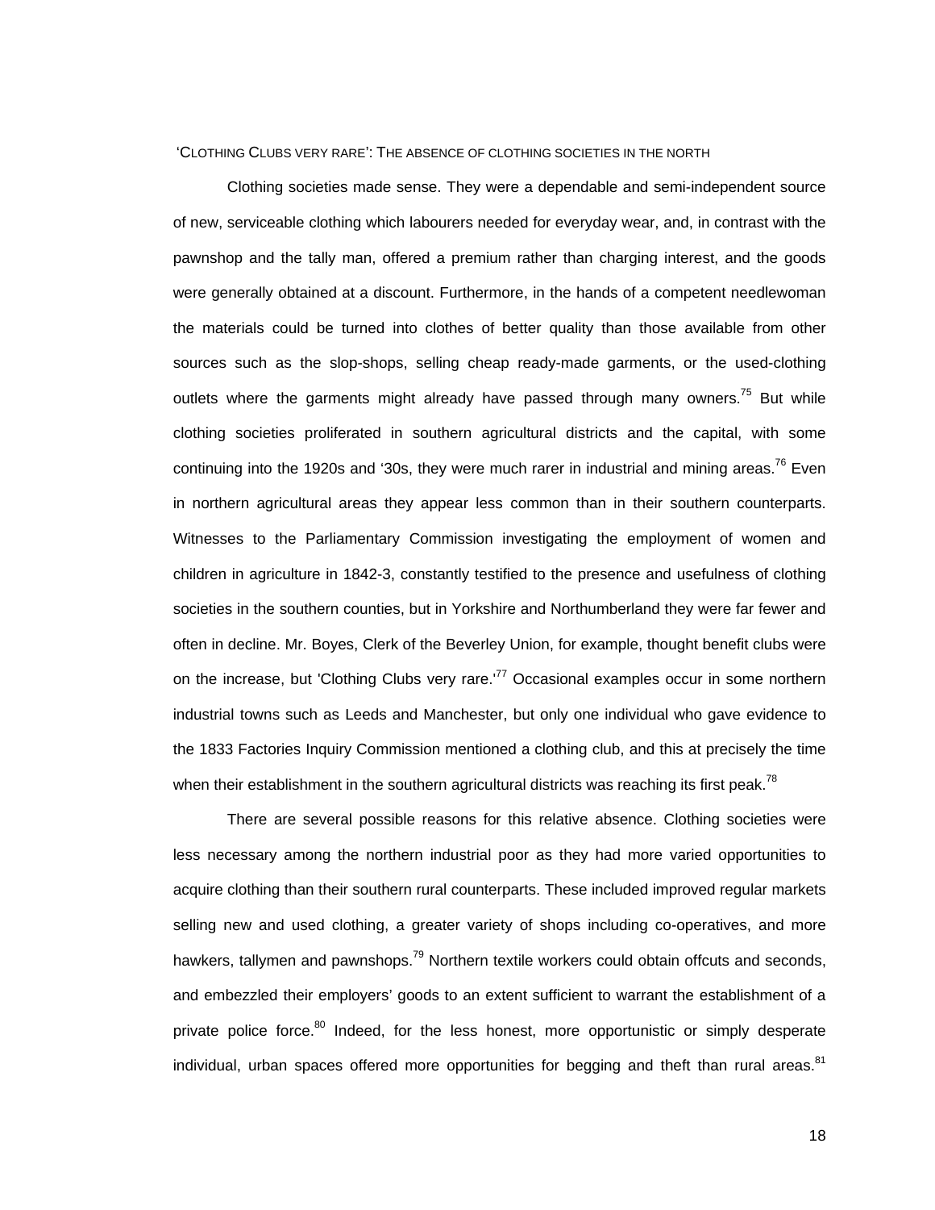## 'Clothing Clubs very rare': The absence of clothing societies in the north

Clothing societies made sense. They were a dependable and semi-independent source of new, serviceable clothing which labourers needed for everyday wear, and, in contrast with the pawnshop and the tally man, offered a premium rather than charging interest, and the goods were generally obtained at a discount. Furthermore, in the hands of a competent needlewoman the materials could be turned into clothes of better quality than those available from other sources such as the slop-shops, selling cheap ready-made garments, or the used-clothing outlets where the garments might already have passed through many owners.[75] But while clothing societies proliferated in southern agricultural districts and the capital, with some continuing into the 1920s and '30s, they were much rarer in industrial and mining areas.[76] Even in northern agricultural areas they appear less common than in their southern counterparts. Witnesses to the Parliamentary Commission investigating the employment of women and children in agriculture in 1842-3, constantly testified to the presence and usefulness of clothing societies in the southern counties, but in Yorkshire and Northumberland they were far fewer and often in decline. Mr. Boyes, Clerk of the Beverley Union, for example, thought benefit clubs were on the increase, but 'Clothing Clubs very rare.'[77] Occasional examples occur in some northern industrial towns such as Leeds and Manchester, but only one individual who gave evidence to the 1833 Factories Inquiry Commission mentioned a clothing club, and this at precisely the time when their establishment in the southern agricultural districts was reaching its first peak.[78]

There are several possible reasons for this relative absence. Clothing societies were less necessary among the northern industrial poor as they had more varied opportunities to acquire clothing than their southern rural counterparts. These included improved regular markets selling new and used clothing, a greater variety of shops including co-operatives, and more hawkers, tallymen and pawnshops.[79] Northern textile workers could obtain offcuts and seconds, and embezzled their employers' goods to an extent sufficient to warrant the establishment of a private police force.[80] Indeed, for the less honest, more opportunistic or simply desperate individual, urban spaces offered more opportunities for begging and theft than rural areas.[81]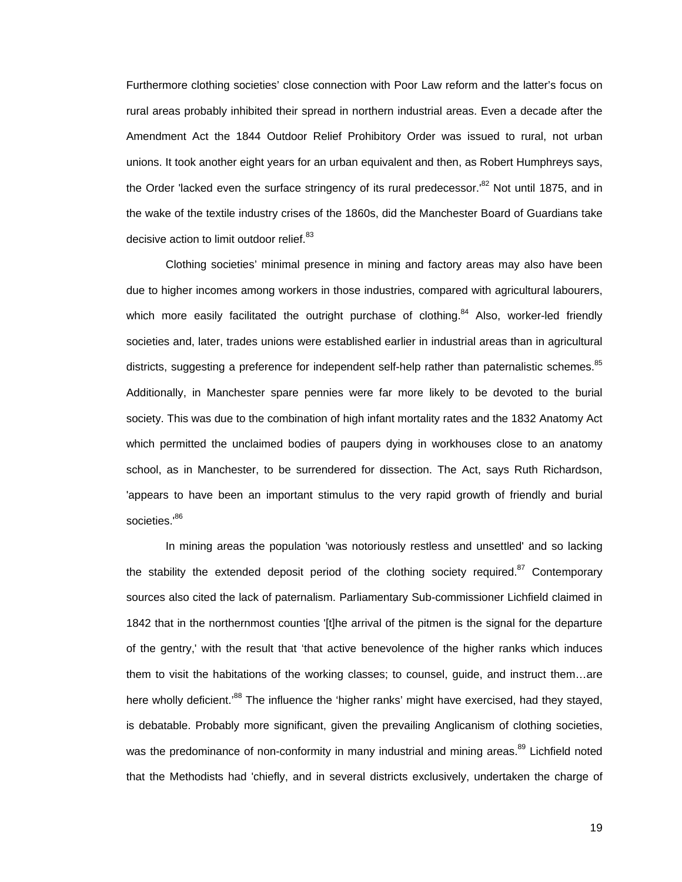Furthermore clothing societies' close connection with Poor Law reform and the latter's focus on rural areas probably inhibited their spread in northern industrial areas. Even a decade after the Amendment Act the 1844 Outdoor Relief Prohibitory Order was issued to rural, not urban unions. It took another eight years for an urban equivalent and then, as Robert Humphreys says, the Order 'lacked even the surface stringency of its rural predecessor.'[82] Not until 1875, and in the wake of the textile industry crises of the 1860s, did the Manchester Board of Guardians take decisive action to limit outdoor relief.[83]

Clothing societies' minimal presence in mining and factory areas may also have been due to higher incomes among workers in those industries, compared with agricultural labourers, which more easily facilitated the outright purchase of clothing.[84] Also, worker-led friendly societies and, later, trades unions were established earlier in industrial areas than in agricultural districts, suggesting a preference for independent self-help rather than paternalistic schemes.[85] Additionally, in Manchester spare pennies were far more likely to be devoted to the burial society. This was due to the combination of high infant mortality rates and the 1832 Anatomy Act which permitted the unclaimed bodies of paupers dying in workhouses close to an anatomy school, as in Manchester, to be surrendered for dissection. The Act, says Ruth Richardson, 'appears to have been an important stimulus to the very rapid growth of friendly and burial societies.'[86]

In mining areas the population 'was notoriously restless and unsettled' and so lacking the stability the extended deposit period of the clothing society required.[87] Contemporary sources also cited the lack of paternalism. Parliamentary Sub-commissioner Lichfield claimed in 1842 that in the northernmost counties '[t]he arrival of the pitmen is the signal for the departure of the gentry,' with the result that 'that active benevolence of the higher ranks which induces them to visit the habitations of the working classes; to counsel, guide, and instruct them…are here wholly deficient.'[88] The influence the 'higher ranks' might have exercised, had they stayed, is debatable. Probably more significant, given the prevailing Anglicanism of clothing societies, was the predominance of non-conformity in many industrial and mining areas.[89] Lichfield noted that the Methodists had 'chiefly, and in several districts exclusively, undertaken the charge of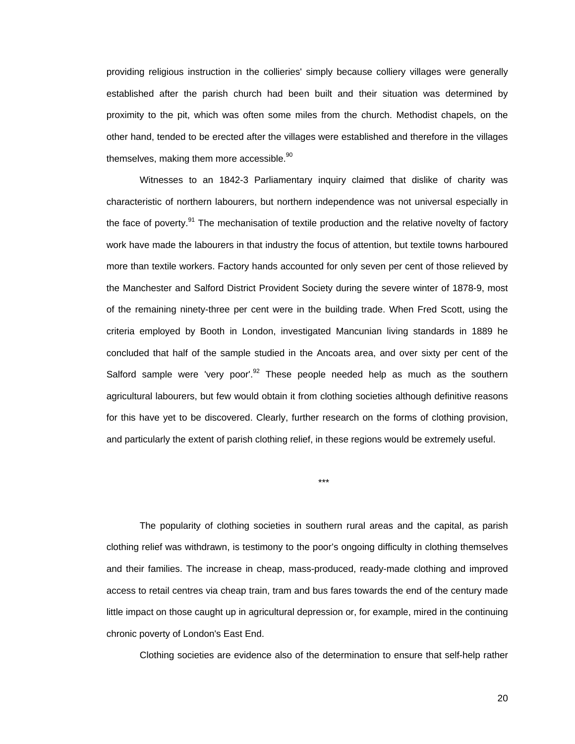providing religious instruction in the collieries' simply because colliery villages were generally established after the parish church had been built and their situation was determined by proximity to the pit, which was often some miles from the church. Methodist chapels, on the other hand, tended to be erected after the villages were established and therefore in the villages themselves, making them more accessible.[90]

Witnesses to an 1842-3 Parliamentary inquiry claimed that dislike of charity was characteristic of northern labourers, but northern independence was not universal especially in the face of poverty.[91] The mechanisation of textile production and the relative novelty of factory work have made the labourers in that industry the focus of attention, but textile towns harboured more than textile workers. Factory hands accounted for only seven per cent of those relieved by the Manchester and Salford District Provident Society during the severe winter of 1878-9, most of the remaining ninety-three per cent were in the building trade. When Fred Scott, using the criteria employed by Booth in London, investigated Mancunian living standards in 1889 he concluded that half of the sample studied in the Ancoats area, and over sixty per cent of the Salford sample were 'very poor'.[92] These people needed help as much as the southern agricultural labourers, but few would obtain it from clothing societies although definitive reasons for this have yet to be discovered. Clearly, further research on the forms of clothing provision, and particularly the extent of parish clothing relief, in these regions would be extremely useful.

***

The popularity of clothing societies in southern rural areas and the capital, as parish clothing relief was withdrawn, is testimony to the poor's ongoing difficulty in clothing themselves and their families. The increase in cheap, mass-produced, ready-made clothing and improved access to retail centres via cheap train, tram and bus fares towards the end of the century made little impact on those caught up in agricultural depression or, for example, mired in the continuing chronic poverty of London's East End.

Clothing societies are evidence also of the determination to ensure that self-help rather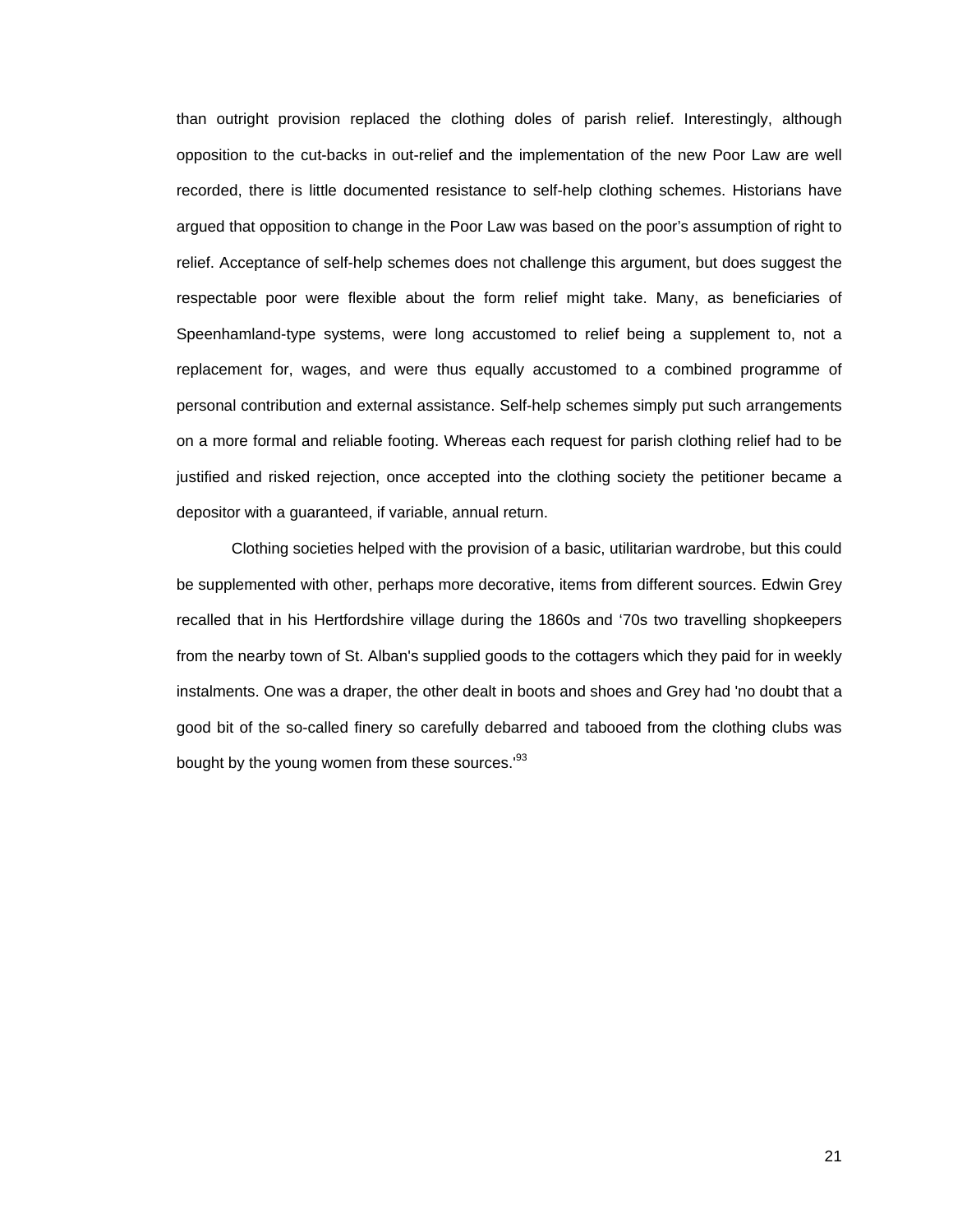than outright provision replaced the clothing doles of parish relief. Interestingly, although opposition to the cut-backs in out-relief and the implementation of the new Poor Law are well recorded, there is little documented resistance to self-help clothing schemes. Historians have argued that opposition to change in the Poor Law was based on the poor's assumption of right to relief. Acceptance of self-help schemes does not challenge this argument, but does suggest the respectable poor were flexible about the form relief might take. Many, as beneficiaries of Speenhamland-type systems, were long accustomed to relief being a supplement to, not a replacement for, wages, and were thus equally accustomed to a combined programme of personal contribution and external assistance. Self-help schemes simply put such arrangements on a more formal and reliable footing. Whereas each request for parish clothing relief had to be justified and risked rejection, once accepted into the clothing society the petitioner became a depositor with a guaranteed, if variable, annual return.

Clothing societies helped with the provision of a basic, utilitarian wardrobe, but this could be supplemented with other, perhaps more decorative, items from different sources. Edwin Grey recalled that in his Hertfordshire village during the 1860s and '70s two travelling shopkeepers from the nearby town of St. Alban's supplied goods to the cottagers which they paid for in weekly instalments. One was a draper, the other dealt in boots and shoes and Grey had 'no doubt that a good bit of the so-called finery so carefully debarred and tabooed from the clothing clubs was bought by the young women from these sources.'[93]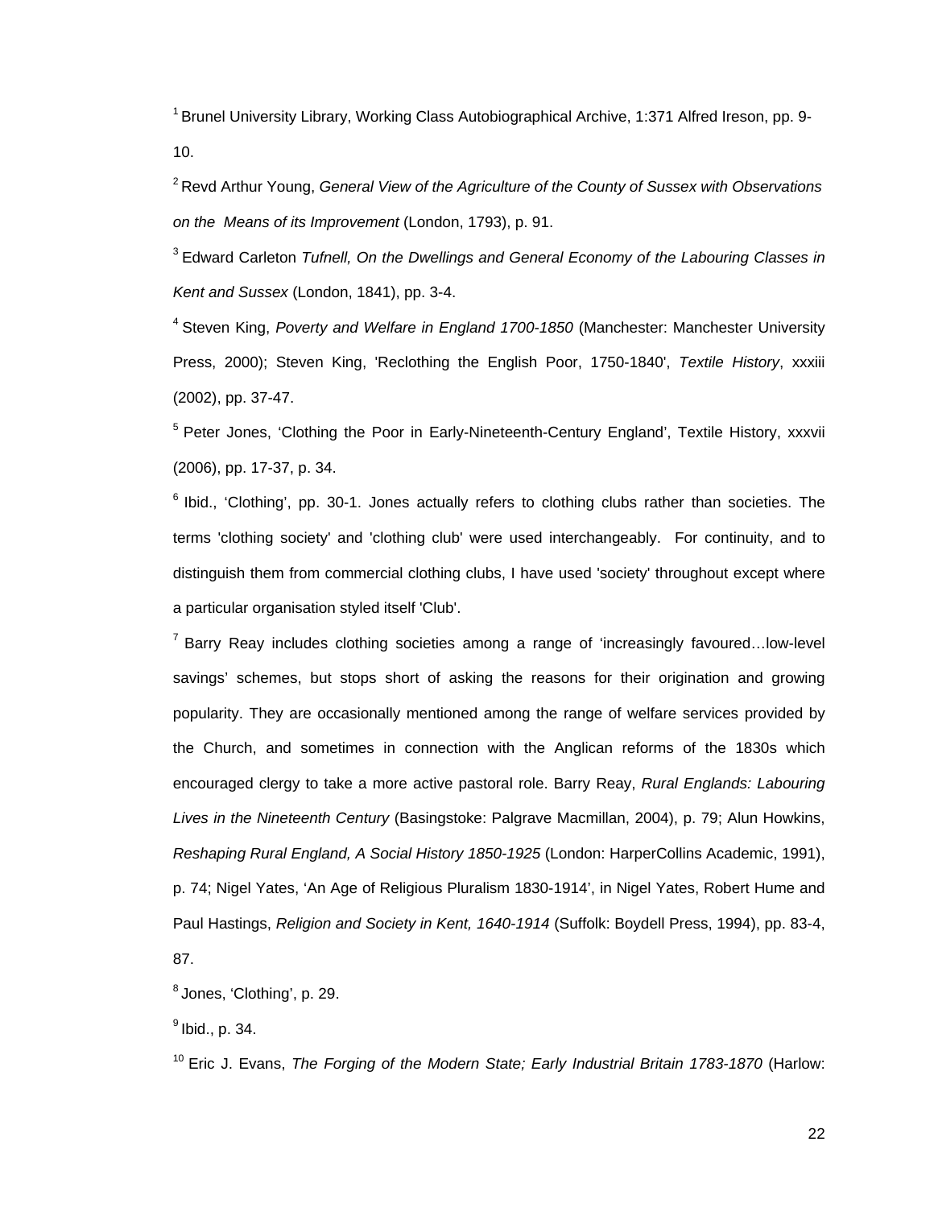[1] Brunel University Library, Working Class Autobiographical Archive, 1:371 Alfred Ireson, pp. 9-10.

[2] Revd Arthur Young, *General View of the Agriculture of the County of Sussex with Observations on the Means of its Improvement* (London, 1793), p. 91.

[3] Edward Carleton *Tufnell, On the Dwellings and General Economy of the Labouring Classes in Kent and Sussex* (London, 1841), pp. 3-4.

[4] Steven King, *Poverty and Welfare in England 1700-1850* (Manchester: Manchester University Press, 2000); Steven King, 'Reclothing the English Poor, 1750-1840', *Textile History*, xxxiii (2002), pp. 37-47.

[5] Peter Jones, 'Clothing the Poor in Early-Nineteenth-Century England', Textile History, xxxvii (2006), pp. 17-37, p. 34.

[6] Ibid., 'Clothing', pp. 30-1. Jones actually refers to clothing clubs rather than societies. The terms 'clothing society' and 'clothing club' were used interchangeably. For continuity, and to distinguish them from commercial clothing clubs, I have used 'society' throughout except where a particular organisation styled itself 'Club'.

[7] Barry Reay includes clothing societies among a range of 'increasingly favoured…low-level savings' schemes, but stops short of asking the reasons for their origination and growing popularity. They are occasionally mentioned among the range of welfare services provided by the Church, and sometimes in connection with the Anglican reforms of the 1830s which encouraged clergy to take a more active pastoral role. Barry Reay, *Rural Englands: Labouring Lives in the Nineteenth Century* (Basingstoke: Palgrave Macmillan, 2004), p. 79; Alun Howkins, *Reshaping Rural England, A Social History 1850-1925* (London: HarperCollins Academic, 1991), p. 74; Nigel Yates, 'An Age of Religious Pluralism 1830-1914', in Nigel Yates, Robert Hume and Paul Hastings, *Religion and Society in Kent, 1640-1914* (Suffolk: Boydell Press, 1994), pp. 83-4, 87.

[8] Jones, 'Clothing', p. 29.

[9] Ibid., p. 34.

[10] Eric J. Evans, *The Forging of the Modern State; Early Industrial Britain 1783-1870* (Harlow: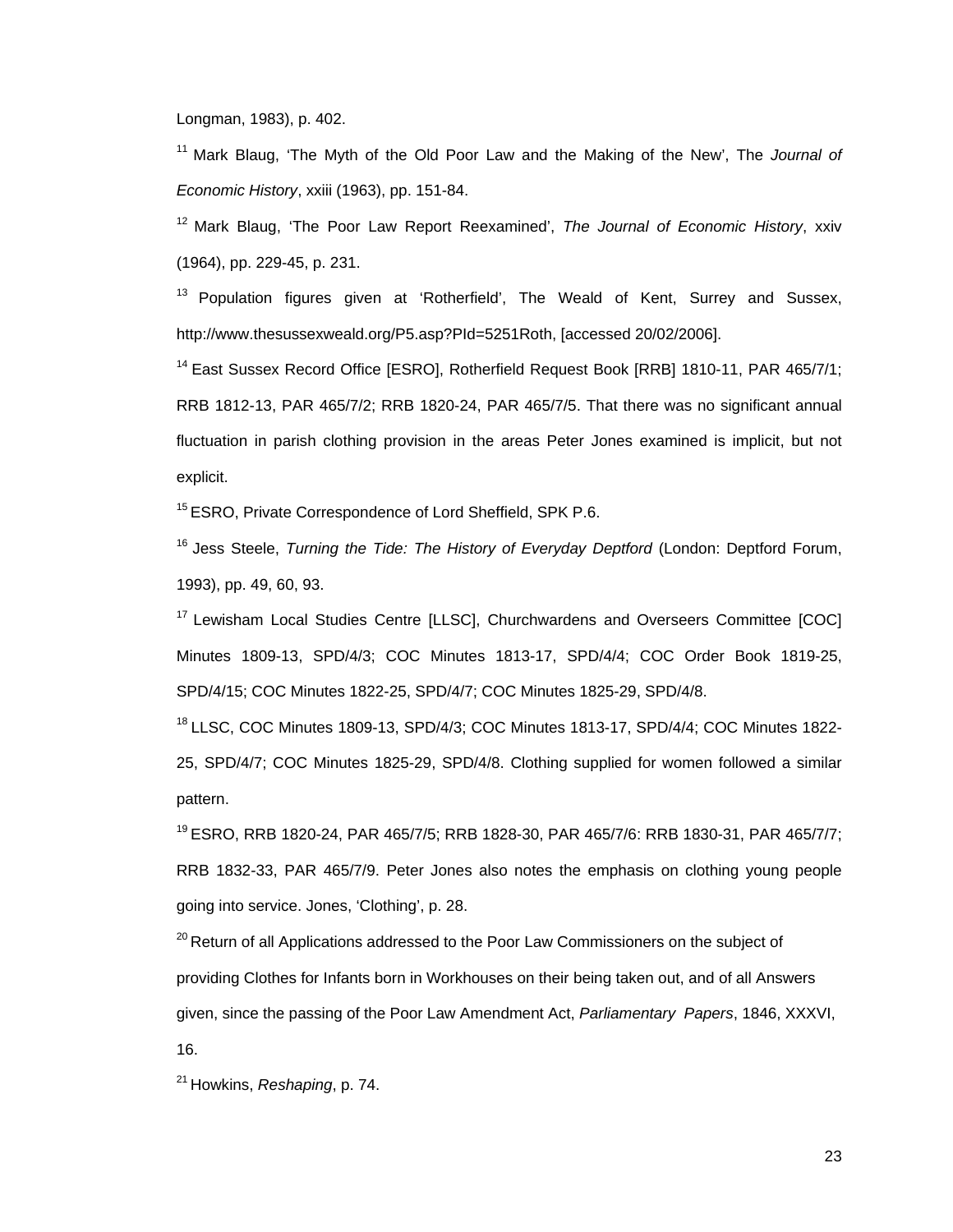Longman, 1983), p. 402.

[11] Mark Blaug, 'The Myth of the Old Poor Law and the Making of the New', The *Journal of Economic History*, xxiii (1963), pp. 151-84.

[12] Mark Blaug, 'The Poor Law Report Reexamined', *The Journal of Economic History*, xxiv (1964), pp. 229-45, p. 231.

[13] Population figures given at 'Rotherfield', The Weald of Kent, Surrey and Sussex, http://www.thesussexweald.org/P5.asp?PId=5251Roth, [accessed 20/02/2006].

[14] East Sussex Record Office [ESRO], Rotherfield Request Book [RRB] 1810-11, PAR 465/7/1; RRB 1812-13, PAR 465/7/2; RRB 1820-24, PAR 465/7/5. That there was no significant annual fluctuation in parish clothing provision in the areas Peter Jones examined is implicit, but not explicit.

[15] ESRO, Private Correspondence of Lord Sheffield, SPK P.6.

[16] Jess Steele, *Turning the Tide: The History of Everyday Deptford* (London: Deptford Forum, 1993), pp. 49, 60, 93.

[17] Lewisham Local Studies Centre [LLSC], Churchwardens and Overseers Committee [COC] Minutes 1809-13, SPD/4/3; COC Minutes 1813-17, SPD/4/4; COC Order Book 1819-25, SPD/4/15; COC Minutes 1822-25, SPD/4/7; COC Minutes 1825-29, SPD/4/8.

[18] LLSC, COC Minutes 1809-13, SPD/4/3; COC Minutes 1813-17, SPD/4/4; COC Minutes 1822-25, SPD/4/7; COC Minutes 1825-29, SPD/4/8. Clothing supplied for women followed a similar pattern.

[19] ESRO, RRB 1820-24, PAR 465/7/5; RRB 1828-30, PAR 465/7/6: RRB 1830-31, PAR 465/7/7; RRB 1832-33, PAR 465/7/9. Peter Jones also notes the emphasis on clothing young people going into service. Jones, 'Clothing', p. 28.

[20] Return of all Applications addressed to the Poor Law Commissioners on the subject of providing Clothes for Infants born in Workhouses on their being taken out, and of all Answers given, since the passing of the Poor Law Amendment Act, *Parliamentary Papers*, 1846, XXXVI, 16.

[21] Howkins, *Reshaping*, p. 74.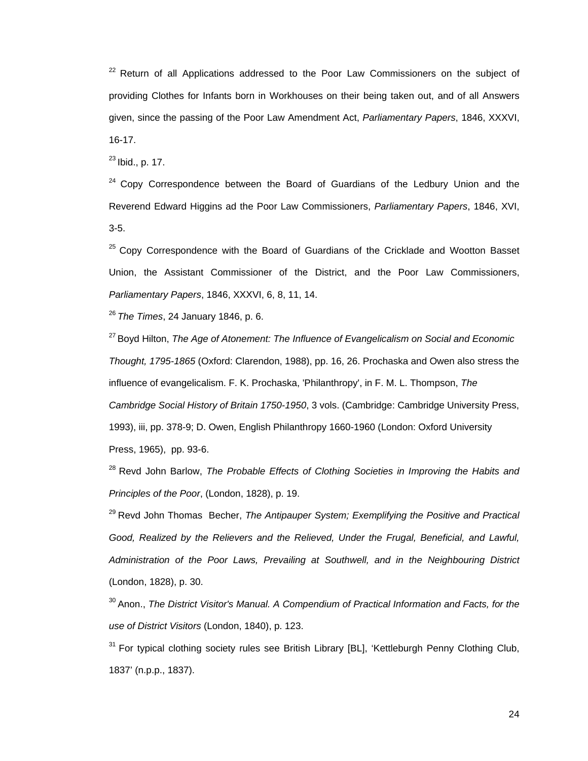[22] Return of all Applications addressed to the Poor Law Commissioners on the subject of providing Clothes for Infants born in Workhouses on their being taken out, and of all Answers given, since the passing of the Poor Law Amendment Act, *Parliamentary Papers*, 1846, XXXVI, 16-17.

[23] Ibid., p. 17.

[24] Copy Correspondence between the Board of Guardians of the Ledbury Union and the Reverend Edward Higgins ad the Poor Law Commissioners, *Parliamentary Papers*, 1846, XVI, 3-5.

[25] Copy Correspondence with the Board of Guardians of the Cricklade and Wootton Basset Union, the Assistant Commissioner of the District, and the Poor Law Commissioners, *Parliamentary Papers*, 1846, XXXVI, 6, 8, 11, 14.

[26] *The Times*, 24 January 1846, p. 6.

[27] Boyd Hilton, *The Age of Atonement: The Influence of Evangelicalism on Social and Economic Thought, 1795-1865* (Oxford: Clarendon, 1988), pp. 16, 26. Prochaska and Owen also stress the influence of evangelicalism. F. K. Prochaska, 'Philanthropy', in F. M. L. Thompson, *The Cambridge Social History of Britain 1750-1950*, 3 vols. (Cambridge: Cambridge University Press, 1993), iii, pp. 378-9; D. Owen, English Philanthropy 1660-1960 (London: Oxford University Press, 1965), pp. 93-6.

[28] Revd John Barlow, *The Probable Effects of Clothing Societies in Improving the Habits and Principles of the Poor*, (London, 1828), p. 19.

[29] Revd John Thomas Becher, *The Antipauper System; Exemplifying the Positive and Practical Good, Realized by the Relievers and the Relieved, Under the Frugal, Beneficial, and Lawful, Administration of the Poor Laws, Prevailing at Southwell, and in the Neighbouring District* (London, 1828), p. 30.

[30] Anon., *The District Visitor's Manual. A Compendium of Practical Information and Facts, for the use of District Visitors* (London, 1840), p. 123.

[31] For typical clothing society rules see British Library [BL], 'Kettleburgh Penny Clothing Club, 1837' (n.p.p., 1837).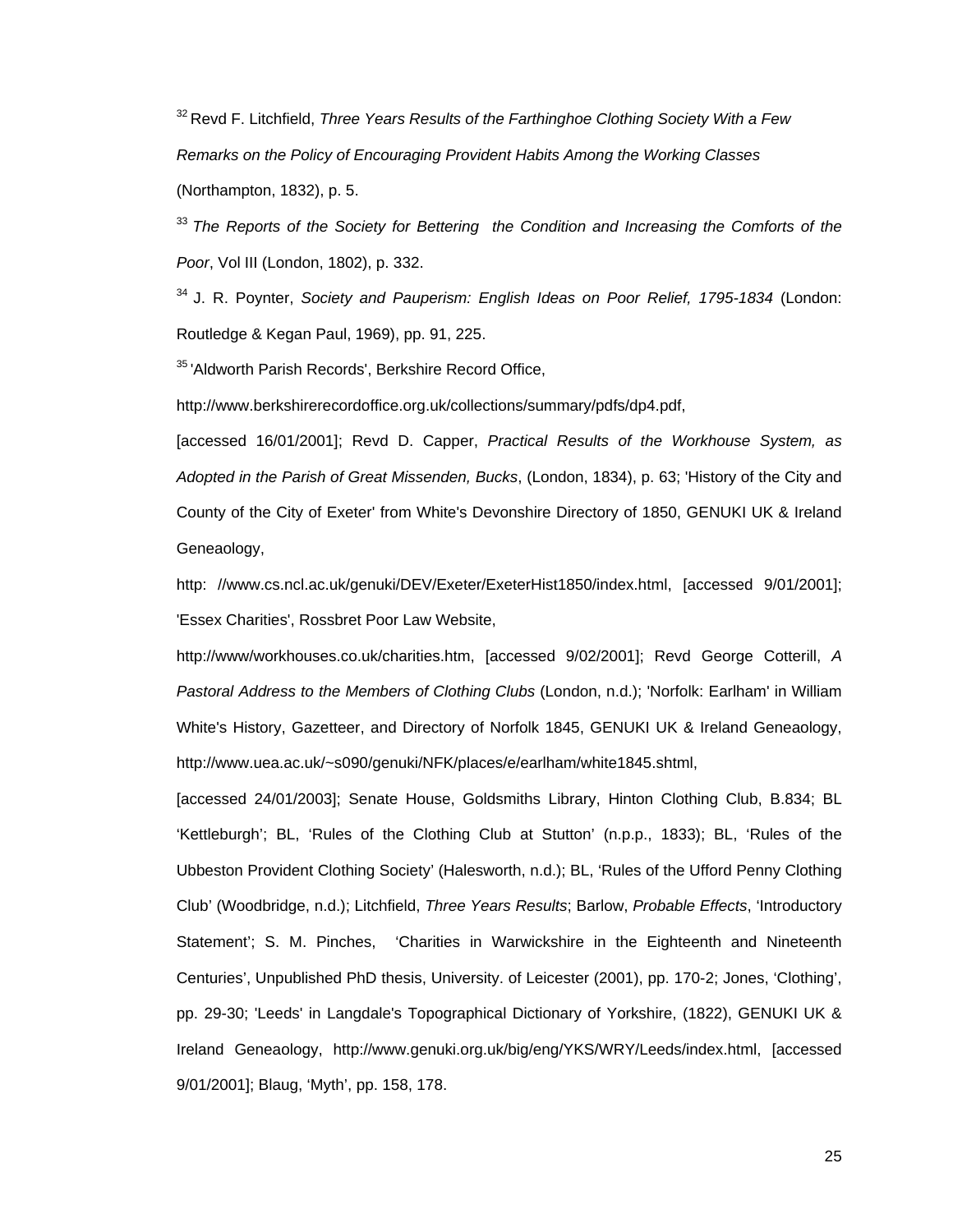[32] Revd F. Litchfield, *Three Years Results of the Farthinghoe Clothing Society With a Few Remarks on the Policy of Encouraging Provident Habits Among the Working Classes* (Northampton, 1832), p. 5.

[33] *The Reports of the Society for Bettering the Condition and Increasing the Comforts of the Poor*, Vol III (London, 1802), p. 332.

[34] J. R. Poynter, *Society and Pauperism: English Ideas on Poor Relief, 1795-1834* (London: Routledge & Kegan Paul, 1969), pp. 91, 225.

[35] 'Aldworth Parish Records', Berkshire Record Office, http://www.berkshirerecordoffice.org.uk/collections/summary/pdfs/dp4.pdf, [accessed 16/01/2001]; Revd D. Capper, *Practical Results of the Workhouse System, as Adopted in the Parish of Great Missenden, Bucks*, (London, 1834), p. 63; 'History of the City and County of the City of Exeter' from White's Devonshire Directory of 1850, GENUKI UK & Ireland Geneaology, http: //www.cs.ncl.ac.uk/genuki/DEV/Exeter/ExeterHist1850/index.html, [accessed 9/01/2001]; 'Essex Charities', Rossbret Poor Law Website, http://www/workhouses.co.uk/charities.htm, [accessed 9/02/2001]; Revd George Cotterill, *A Pastoral Address to the Members of Clothing Clubs* (London, n.d.); 'Norfolk: Earlham' in William White's History, Gazetteer, and Directory of Norfolk 1845, GENUKI UK & Ireland Geneaology, http://www.uea.ac.uk/~s090/genuki/NFK/places/e/earlham/white1845.shtml, [accessed 24/01/2003]; Senate House, Goldsmiths Library, Hinton Clothing Club, B.834; BL 'Kettleburgh'; BL, 'Rules of the Clothing Club at Stutton' (n.p.p., 1833); BL, 'Rules of the Ubbeston Provident Clothing Society' (Halesworth, n.d.); BL, 'Rules of the Ufford Penny Clothing Club' (Woodbridge, n.d.); Litchfield, *Three Years Results*; Barlow, *Probable Effects*, 'Introductory Statement'; S. M. Pinches, 'Charities in Warwickshire in the Eighteenth and Nineteenth Centuries', Unpublished PhD thesis, University. of Leicester (2001), pp. 170-2; Jones, 'Clothing', pp. 29-30; 'Leeds' in Langdale's Topographical Dictionary of Yorkshire, (1822), GENUKI UK & Ireland Geneaology, http://www.genuki.org.uk/big/eng/YKS/WRY/Leeds/index.html, [accessed 9/01/2001]; Blaug, 'Myth', pp. 158, 178.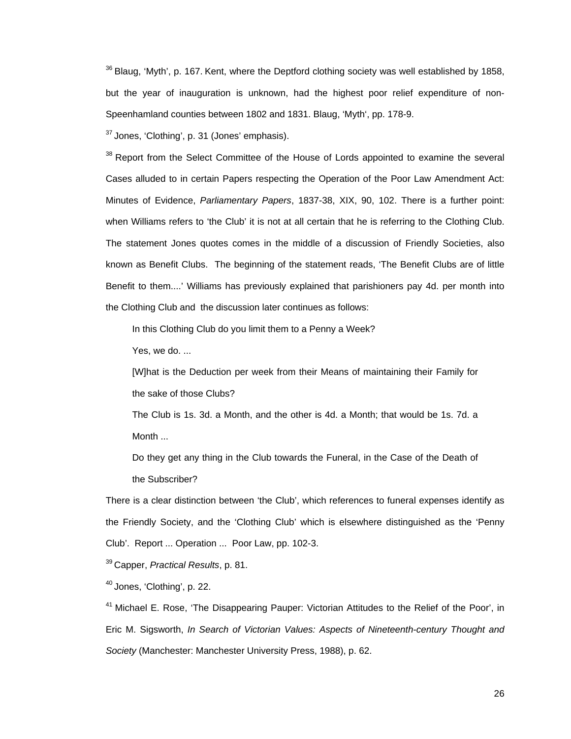[36] Blaug, 'Myth', p. 167. Kent, where the Deptford clothing society was well established by 1858, but the year of inauguration is unknown, had the highest poor relief expenditure of non-Speenhamland counties between 1802 and 1831. Blaug, 'Myth', pp. 178-9.

[37] Jones, 'Clothing', p. 31 (Jones' emphasis).

[38] Report from the Select Committee of the House of Lords appointed to examine the several Cases alluded to in certain Papers respecting the Operation of the Poor Law Amendment Act: Minutes of Evidence, *Parliamentary Papers*, 1837-38, XIX, 90, 102. There is a further point: when Williams refers to 'the Club' it is not at all certain that he is referring to the Clothing Club. The statement Jones quotes comes in the middle of a discussion of Friendly Societies, also known as Benefit Clubs. The beginning of the statement reads, 'The Benefit Clubs are of little Benefit to them....' Williams has previously explained that parishioners pay 4d. per month into the Clothing Club and the discussion later continues as follows:

> In this Clothing Club do you limit them to a Penny a Week?
>
> Yes, we do. ...
>
> [W]hat is the Deduction per week from their Means of maintaining their Family for the sake of those Clubs?
>
> The Club is 1s. 3d. a Month, and the other is 4d. a Month; that would be 1s. 7d. a Month ...
>
> Do they get any thing in the Club towards the Funeral, in the Case of the Death of the Subscriber?

There is a clear distinction between 'the Club', which references to funeral expenses identify as the Friendly Society, and the 'Clothing Club' which is elsewhere distinguished as the 'Penny Club'. Report ... Operation ... Poor Law, pp. 102-3.

[39] Capper, *Practical Results*, p. 81.

[40] Jones, 'Clothing', p. 22.

[41] Michael E. Rose, 'The Disappearing Pauper: Victorian Attitudes to the Relief of the Poor', in Eric M. Sigsworth, *In Search of Victorian Values: Aspects of Nineteenth-century Thought and Society* (Manchester: Manchester University Press, 1988), p. 62.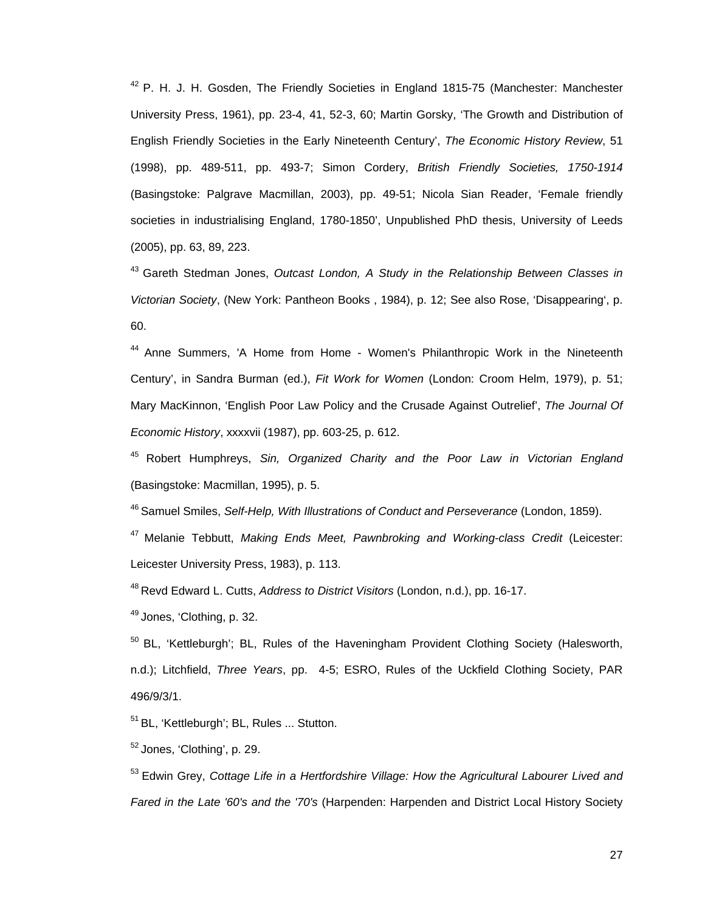[42] P. H. J. H. Gosden, The Friendly Societies in England 1815-75 (Manchester: Manchester University Press, 1961), pp. 23-4, 41, 52-3, 60; Martin Gorsky, 'The Growth and Distribution of English Friendly Societies in the Early Nineteenth Century', *The Economic History Review*, 51 (1998), pp. 489-511, pp. 493-7; Simon Cordery, *British Friendly Societies, 1750-1914* (Basingstoke: Palgrave Macmillan, 2003), pp. 49-51; Nicola Sian Reader, 'Female friendly societies in industrialising England, 1780-1850', Unpublished PhD thesis, University of Leeds (2005), pp. 63, 89, 223.

[43] Gareth Stedman Jones, *Outcast London, A Study in the Relationship Between Classes in Victorian Society*, (New York: Pantheon Books , 1984), p. 12; See also Rose, 'Disappearing', p. 60.

[44] Anne Summers, 'A Home from Home - Women's Philanthropic Work in the Nineteenth Century', in Sandra Burman (ed.), *Fit Work for Women* (London: Croom Helm, 1979), p. 51; Mary MacKinnon, 'English Poor Law Policy and the Crusade Against Outrelief', *The Journal Of Economic History*, xxxxvii (1987), pp. 603-25, p. 612.

[45] Robert Humphreys, *Sin, Organized Charity and the Poor Law in Victorian England* (Basingstoke: Macmillan, 1995), p. 5.

[46] Samuel Smiles, *Self-Help, With Illustrations of Conduct and Perseverance* (London, 1859).

[47] Melanie Tebbutt, *Making Ends Meet, Pawnbroking and Working-class Credit* (Leicester: Leicester University Press, 1983), p. 113.

[48] Revd Edward L. Cutts, *Address to District Visitors* (London, n.d.), pp. 16-17.

[49] Jones, 'Clothing, p. 32.

[50] BL, 'Kettleburgh'; BL, Rules of the Haveningham Provident Clothing Society (Halesworth, n.d.); Litchfield, *Three Years*, pp. 4-5; ESRO, Rules of the Uckfield Clothing Society, PAR 496/9/3/1.

[51] BL, 'Kettleburgh'; BL, Rules ... Stutton.

[52] Jones, 'Clothing', p. 29.

[53] Edwin Grey, *Cottage Life in a Hertfordshire Village: How the Agricultural Labourer Lived and Fared in the Late '60's and the '70's* (Harpenden: Harpenden and District Local History Society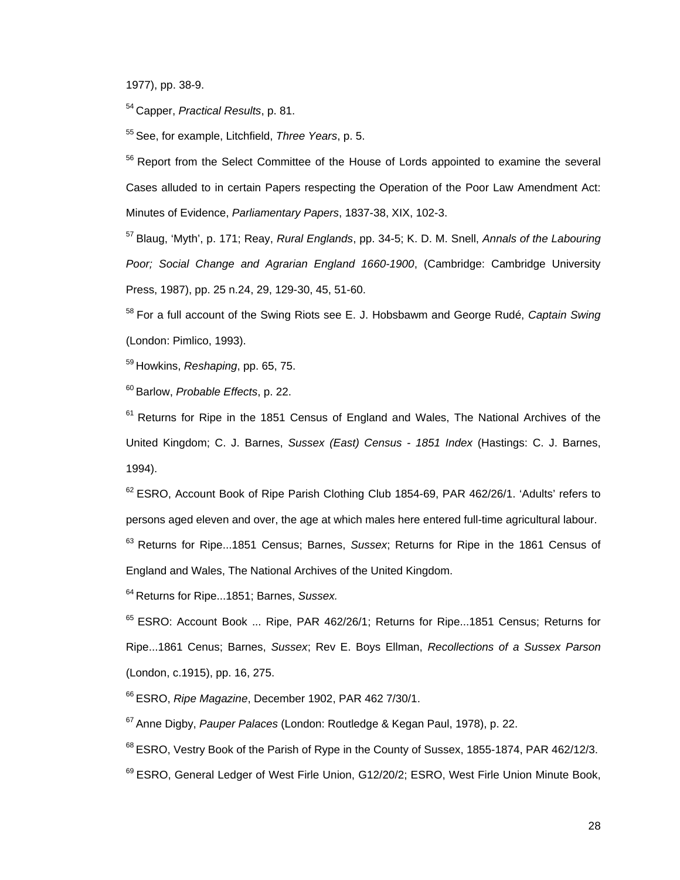1977), pp. 38-9.

[54] Capper, *Practical Results*, p. 81.

[55] See, for example, Litchfield, *Three Years*, p. 5.

[56] Report from the Select Committee of the House of Lords appointed to examine the several Cases alluded to in certain Papers respecting the Operation of the Poor Law Amendment Act: Minutes of Evidence, *Parliamentary Papers*, 1837-38, XIX, 102-3.

[57] Blaug, 'Myth', p. 171; Reay, *Rural Englands*, pp. 34-5; K. D. M. Snell, *Annals of the Labouring Poor; Social Change and Agrarian England 1660-1900*, (Cambridge: Cambridge University Press, 1987), pp. 25 n.24, 29, 129-30, 45, 51-60.

[58] For a full account of the Swing Riots see E. J. Hobsbawm and George Rudé, *Captain Swing* (London: Pimlico, 1993).

[59] Howkins, *Reshaping*, pp. 65, 75.

[60] Barlow, *Probable Effects*, p. 22.

[61] Returns for Ripe in the 1851 Census of England and Wales, The National Archives of the United Kingdom; C. J. Barnes, *Sussex (East) Census - 1851 Index* (Hastings: C. J. Barnes, 1994).

[62] ESRO, Account Book of Ripe Parish Clothing Club 1854-69, PAR 462/26/1. 'Adults' refers to persons aged eleven and over, the age at which males here entered full-time agricultural labour.

[63] Returns for Ripe...1851 Census; Barnes, *Sussex*; Returns for Ripe in the 1861 Census of England and Wales, The National Archives of the United Kingdom.

[64] Returns for Ripe...1851; Barnes, *Sussex.*

[65] ESRO: Account Book ... Ripe, PAR 462/26/1; Returns for Ripe...1851 Census; Returns for Ripe...1861 Cenus; Barnes, *Sussex*; Rev E. Boys Ellman, *Recollections of a Sussex Parson* (London, c.1915), pp. 16, 275.

[66] ESRO, *Ripe Magazine*, December 1902, PAR 462 7/30/1.

[67] Anne Digby, *Pauper Palaces* (London: Routledge & Kegan Paul, 1978), p. 22.

[68] ESRO, Vestry Book of the Parish of Rype in the County of Sussex, 1855-1874, PAR 462/12/3.

[69] ESRO, General Ledger of West Firle Union, G12/20/2; ESRO, West Firle Union Minute Book,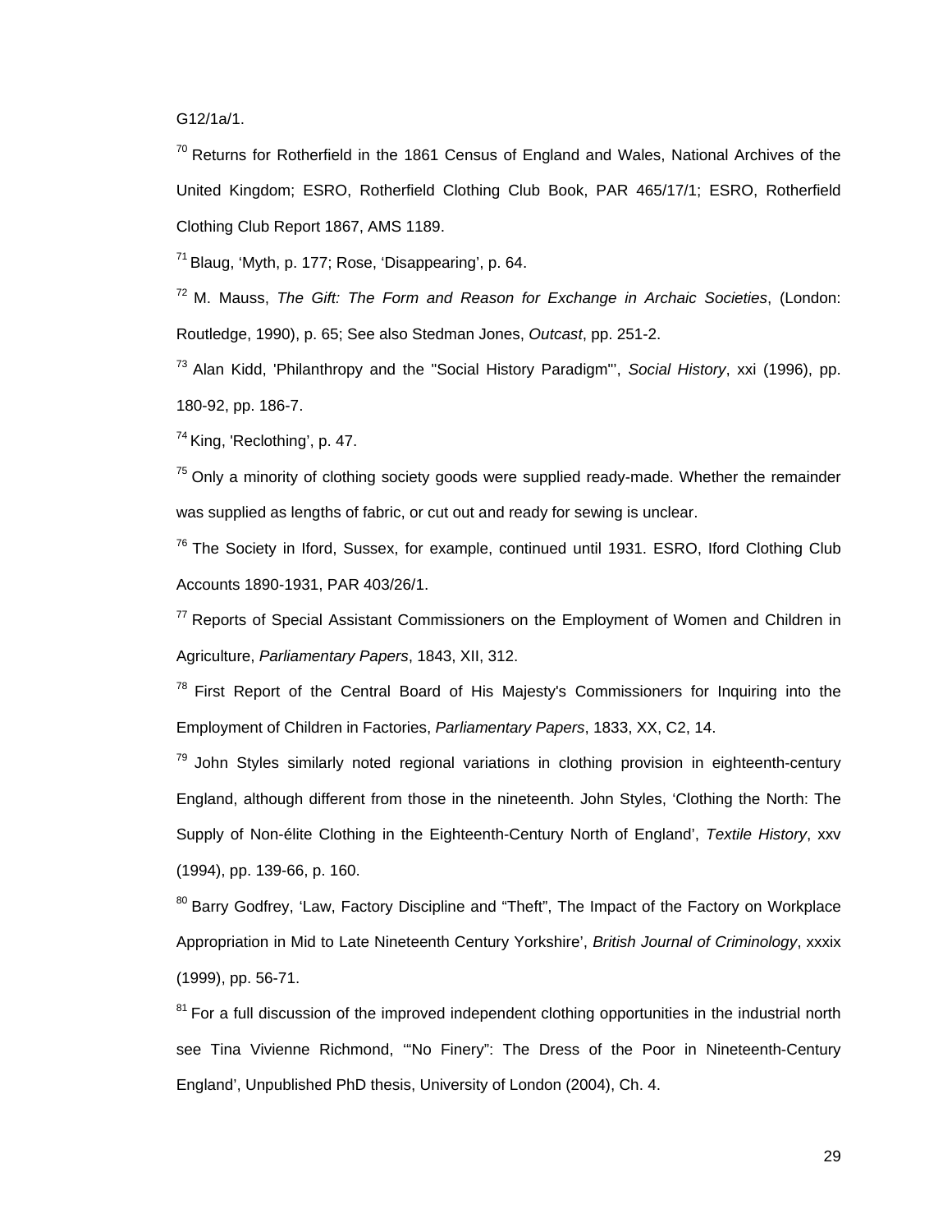G12/1a/1.

[70] Returns for Rotherfield in the 1861 Census of England and Wales, National Archives of the United Kingdom; ESRO, Rotherfield Clothing Club Book, PAR 465/17/1; ESRO, Rotherfield Clothing Club Report 1867, AMS 1189.

[71] Blaug, 'Myth, p. 177; Rose, 'Disappearing', p. 64.

[72] M. Mauss, *The Gift: The Form and Reason for Exchange in Archaic Societies*, (London: Routledge, 1990), p. 65; See also Stedman Jones, *Outcast*, pp. 251-2.

[73] Alan Kidd, 'Philanthropy and the "Social History Paradigm"', *Social History*, xxi (1996), pp. 180-92, pp. 186-7.

[74] King, 'Reclothing', p. 47.

[75] Only a minority of clothing society goods were supplied ready-made. Whether the remainder was supplied as lengths of fabric, or cut out and ready for sewing is unclear.

[76] The Society in Iford, Sussex, for example, continued until 1931. ESRO, Iford Clothing Club Accounts 1890-1931, PAR 403/26/1.

[77] Reports of Special Assistant Commissioners on the Employment of Women and Children in Agriculture, *Parliamentary Papers*, 1843, XII, 312.

[78] First Report of the Central Board of His Majesty's Commissioners for Inquiring into the Employment of Children in Factories, *Parliamentary Papers*, 1833, XX, C2, 14.

[79] John Styles similarly noted regional variations in clothing provision in eighteenth-century England, although different from those in the nineteenth. John Styles, 'Clothing the North: The Supply of Non-élite Clothing in the Eighteenth-Century North of England', *Textile History*, xxv (1994), pp. 139-66, p. 160.

[80] Barry Godfrey, 'Law, Factory Discipline and "Theft", The Impact of the Factory on Workplace Appropriation in Mid to Late Nineteenth Century Yorkshire', *British Journal of Criminology*, xxxix (1999), pp. 56-71.

[81] For a full discussion of the improved independent clothing opportunities in the industrial north see Tina Vivienne Richmond, '"No Finery": The Dress of the Poor in Nineteenth-Century England', Unpublished PhD thesis, University of London (2004), Ch. 4.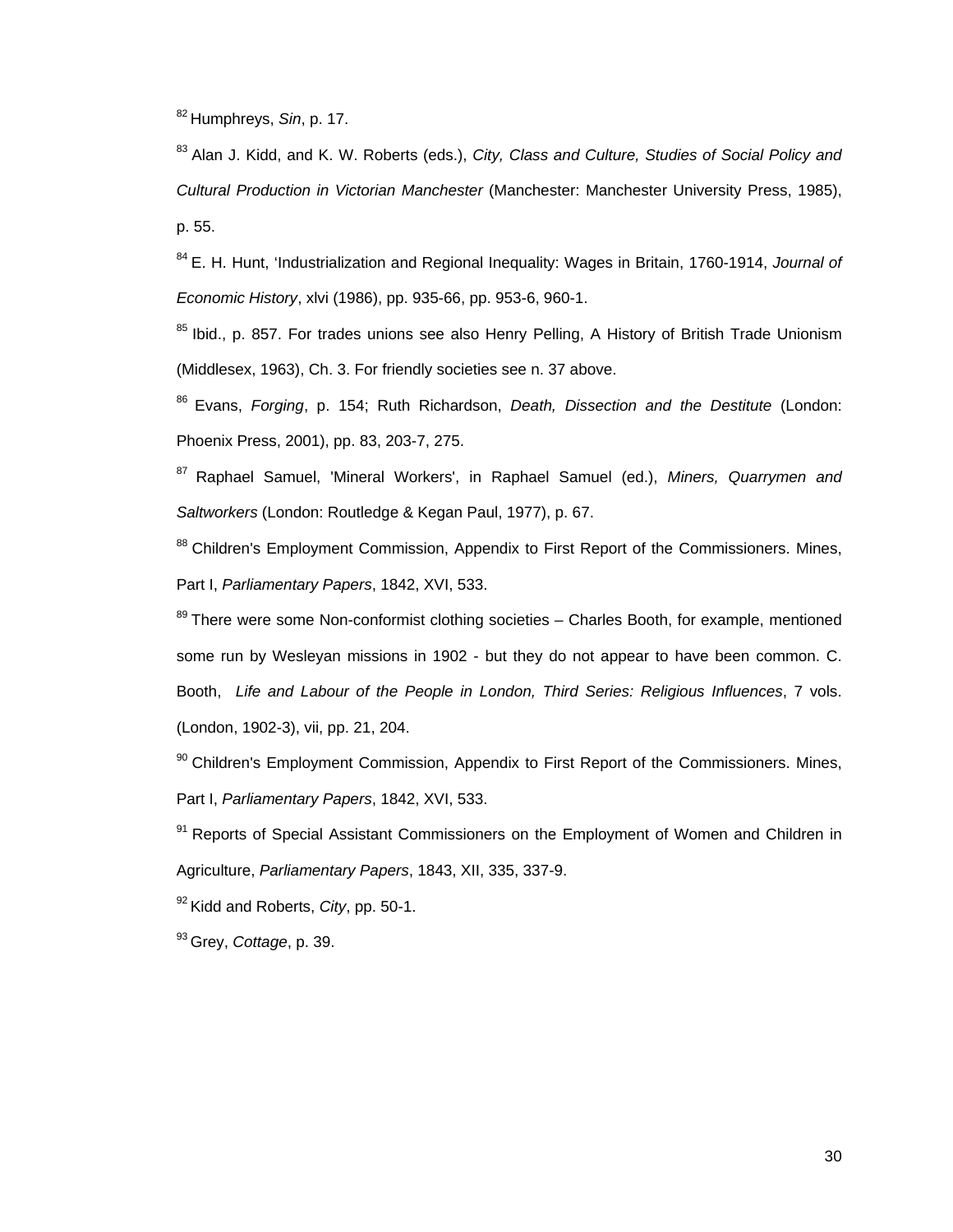[82] Humphreys, *Sin*, p. 17.

[83] Alan J. Kidd, and K. W. Roberts (eds.), *City, Class and Culture, Studies of Social Policy and Cultural Production in Victorian Manchester* (Manchester: Manchester University Press, 1985), p. 55.

[84] E. H. Hunt, 'Industrialization and Regional Inequality: Wages in Britain, 1760-1914, *Journal of Economic History*, xlvi (1986), pp. 935-66, pp. 953-6, 960-1.

[85] Ibid., p. 857. For trades unions see also Henry Pelling, A History of British Trade Unionism (Middlesex, 1963), Ch. 3. For friendly societies see n. 37 above.

[86] Evans, *Forging*, p. 154; Ruth Richardson, *Death, Dissection and the Destitute* (London: Phoenix Press, 2001), pp. 83, 203-7, 275.

[87] Raphael Samuel, 'Mineral Workers', in Raphael Samuel (ed.), *Miners, Quarrymen and Saltworkers* (London: Routledge & Kegan Paul, 1977), p. 67.

[88] Children's Employment Commission, Appendix to First Report of the Commissioners. Mines, Part I, *Parliamentary Papers*, 1842, XVI, 533.

[89] There were some Non-conformist clothing societies – Charles Booth, for example, mentioned some run by Wesleyan missions in 1902 - but they do not appear to have been common. C. Booth, *Life and Labour of the People in London, Third Series: Religious Influences*, 7 vols. (London, 1902-3), vii, pp. 21, 204.

[90] Children's Employment Commission, Appendix to First Report of the Commissioners. Mines, Part I, *Parliamentary Papers*, 1842, XVI, 533.

[91] Reports of Special Assistant Commissioners on the Employment of Women and Children in Agriculture, *Parliamentary Papers*, 1843, XII, 335, 337-9.

[92] Kidd and Roberts, *City*, pp. 50-1.

[93] Grey, *Cottage*, p. 39.